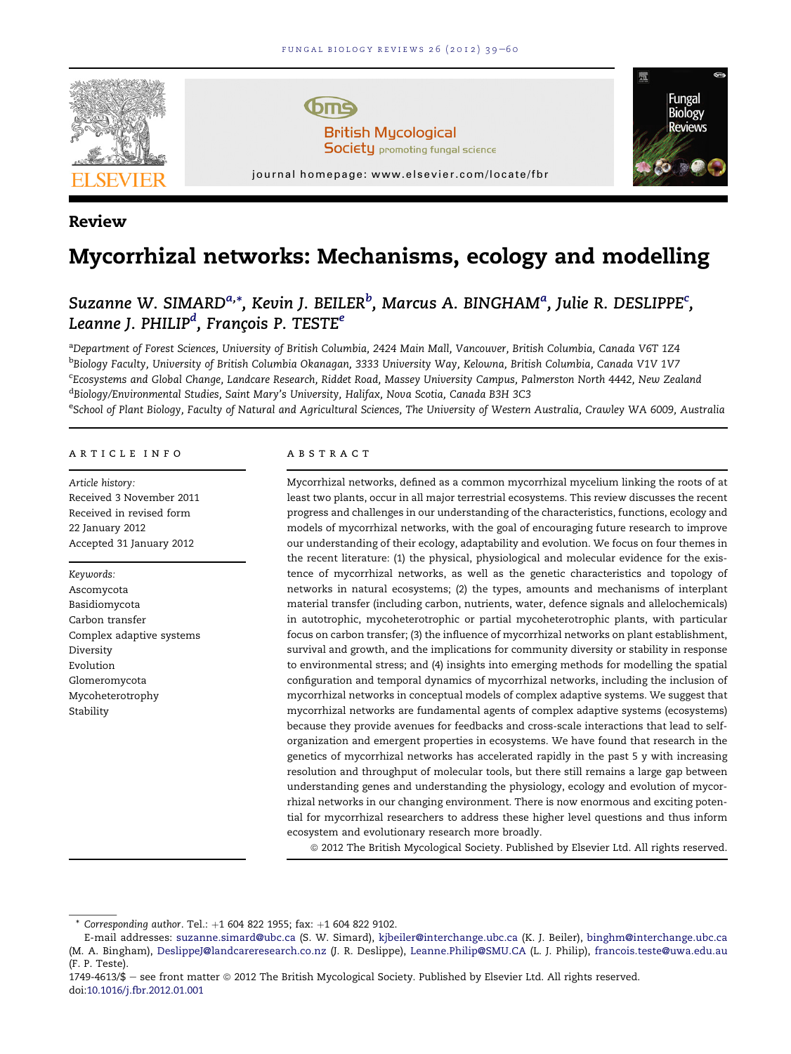Review

# Mycorrhizal networks: Mechanisms, ecology and modelling

Suzanne W. SIMARD[a,*], Kevin J. BEILER[b], Marcus A. BINGHAM[a], Julie R. DESLIPPE[c], Leanne J. PHILIP[d], François P. TESTE[e]

[a]Department of Forest Sciences, University of British Columbia, 2424 Main Mall, Vancouver, British Columbia, Canada V6T 1Z4
[b]Biology Faculty, University of British Columbia Okanagan, 3333 University Way, Kelowna, British Columbia, Canada V1V 1V7
[c]Ecosystems and Global Change, Landcare Research, Riddet Road, Massey University Campus, Palmerston North 4442, New Zealand
[d]Biology/Environmental Studies, Saint Mary's University, Halifax, Nova Scotia, Canada B3H 3C3
[e]School of Plant Biology, Faculty of Natural and Agricultural Sciences, The University of Western Australia, Crawley WA 6009, Australia

## ARTICLE INFO

*Article history:*
Received 3 November 2011
Received in revised form
22 January 2012
Accepted 31 January 2012

*Keywords:*
Ascomycota
Basidiomycota
Carbon transfer
Complex adaptive systems
Diversity
Evolution
Glomeromycota
Mycoheterotrophy
Stability

## ABSTRACT

Mycorrhizal networks, defined as a common mycorrhizal mycelium linking the roots of at least two plants, occur in all major terrestrial ecosystems. This review discusses the recent progress and challenges in our understanding of the characteristics, functions, ecology and models of mycorrhizal networks, with the goal of encouraging future research to improve our understanding of their ecology, adaptability and evolution. We focus on four themes in the recent literature: (1) the physical, physiological and molecular evidence for the existence of mycorrhizal networks, as well as the genetic characteristics and topology of networks in natural ecosystems; (2) the types, amounts and mechanisms of interplant material transfer (including carbon, nutrients, water, defence signals and allelochemicals) in autotrophic, mycoheterotrophic or partial mycoheterotrophic plants, with particular focus on carbon transfer; (3) the influence of mycorrhizal networks on plant establishment, survival and growth, and the implications for community diversity or stability in response to environmental stress; and (4) insights into emerging methods for modelling the spatial configuration and temporal dynamics of mycorrhizal networks, including the inclusion of mycorrhizal networks in conceptual models of complex adaptive systems. We suggest that mycorrhizal networks are fundamental agents of complex adaptive systems (ecosystems) because they provide avenues for feedbacks and cross-scale interactions that lead to self-organization and emergent properties in ecosystems. We have found that research in the genetics of mycorrhizal networks has accelerated rapidly in the past 5 y with increasing resolution and throughput of molecular tools, but there still remains a large gap between understanding genes and understanding the physiology, ecology and evolution of mycorrhizal networks in our changing environment. There is now enormous and exciting potential for mycorrhizal researchers to address these higher level questions and thus inform ecosystem and evolutionary research more broadly.

© 2012 The British Mycological Society. Published by Elsevier Ltd. All rights reserved.

---

\* *Corresponding author*. Tel.: +1 604 822 1955; fax: +1 604 822 9102.
E-mail addresses: suzanne.simard@ubc.ca (S. W. Simard), kjbeiler@interchange.ubc.ca (K. J. Beiler), binghm@interchange.ubc.ca (M. A. Bingham), DeslippeJ@landcareresearch.co.nz (J. R. Deslippe), Leanne.Philip@SMU.CA (L. J. Philip), francois.teste@uwa.edu.au (F. P. Teste).
1749-4613/$ – see front matter © 2012 The British Mycological Society. Published by Elsevier Ltd. All rights reserved.
doi:10.1016/j.fbr.2012.01.001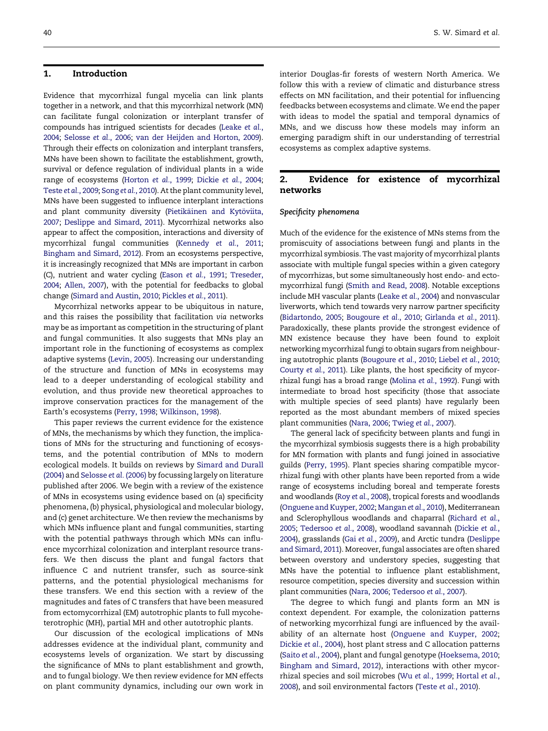## 1. Introduction

Evidence that mycorrhizal fungal mycelia can link plants together in a network, and that this mycorrhizal network (MN) can facilitate fungal colonization or interplant transfer of compounds has intrigued scientists for decades (Leake *et al.*, 2004; Selosse *et al.*, 2006; van der Heijden and Horton, 2009). Through their effects on colonization and interplant transfers, MNs have been shown to facilitate the establishment, growth, survival or defence regulation of individual plants in a wide range of ecosystems (Horton *et al.*, 1999; Dickie *et al.*, 2004; Teste *et al.*, 2009; Song *et al.*, 2010). At the plant community level, MNs have been suggested to influence interplant interactions and plant community diversity (Pietikäinen and Kytöviita, 2007; Deslippe and Simard, 2011). Mycorrhizal networks also appear to affect the composition, interactions and diversity of mycorrhizal fungal communities (Kennedy *et al.*, 2011; Bingham and Simard, 2012). From an ecosystems perspective, it is increasingly recognized that MNs are important in carbon (C), nutrient and water cycling (Eason *et al.*, 1991; Treseder, 2004; Allen, 2007), with the potential for feedbacks to global change (Simard and Austin, 2010; Pickles *et al.*, 2011).

Mycorrhizal networks appear to be ubiquitous in nature, and this raises the possibility that facilitation *via* networks may be as important as competition in the structuring of plant and fungal communities. It also suggests that MNs play an important role in the functioning of ecosystems as complex adaptive systems (Levin, 2005). Increasing our understanding of the structure and function of MNs in ecosystems may lead to a deeper understanding of ecological stability and evolution, and thus provide new theoretical approaches to improve conservation practices for the management of the Earth's ecosystems (Perry, 1998; Wilkinson, 1998).

This paper reviews the current evidence for the existence of MNs, the mechanisms by which they function, the implications of MNs for the structuring and functioning of ecosystems, and the potential contribution of MNs to modern ecological models. It builds on reviews by Simard and Durall (2004) and Selosse *et al.* (2006) by focussing largely on literature published after 2006. We begin with a review of the existence of MNs in ecosystems using evidence based on (a) specificity phenomena, (b) physical, physiological and molecular biology, and (c) genet architecture. We then review the mechanisms by which MNs influence plant and fungal communities, starting with the potential pathways through which MNs can influence mycorrhizal colonization and interplant resource transfers. We then discuss the plant and fungal factors that influence C and nutrient transfer, such as source-sink patterns, and the potential physiological mechanisms for these transfers. We end this section with a review of the magnitudes and fates of C transfers that have been measured from ectomycorrhizal (EM) autotrophic plants to full mycoheterotrophic (MH), partial MH and other autotrophic plants.

Our discussion of the ecological implications of MNs addresses evidence at the individual plant, community and ecosystems levels of organization. We start by discussing the significance of MNs to plant establishment and growth, and to fungal biology. We then review evidence for MN effects on plant community dynamics, including our own work in interior Douglas-fir forests of western North America. We follow this with a review of climatic and disturbance stress effects on MN facilitation, and their potential for influencing feedbacks between ecosystems and climate. We end the paper with ideas to model the spatial and temporal dynamics of MNs, and we discuss how these models may inform an emerging paradigm shift in our understanding of terrestrial ecosystems as complex adaptive systems.

## 2. Evidence for existence of mycorrhizal networks

### *Specificity phenomena*

Much of the evidence for the existence of MNs stems from the promiscuity of associations between fungi and plants in the mycorrhizal symbiosis. The vast majority of mycorrhizal plants associate with multiple fungal species within a given category of mycorrhizas, but some simultaneously host endo- and ectomycorrhizal fungi (Smith and Read, 2008). Notable exceptions include MH vascular plants (Leake *et al.*, 2004) and nonvascular liverworts, which tend towards very narrow partner specificity (Bidartondo, 2005; Bougoure *et al.*, 2010; Girlanda *et al.*, 2011). Paradoxically, these plants provide the strongest evidence of MN existence because they have been found to exploit networking mycorrhizal fungi to obtain sugars from neighbouring autotrophic plants (Bougoure *et al.*, 2010; Liebel *et al.*, 2010; Courty *et al.*, 2011). Like plants, the host specificity of mycorrhizal fungi has a broad range (Molina *et al.*, 1992). Fungi with intermediate to broad host specificity (those that associate with multiple species of seed plants) have regularly been reported as the most abundant members of mixed species plant communities (Nara, 2006; Twieg *et al.*, 2007).

The general lack of specificity between plants and fungi in the mycorrhizal symbiosis suggests there is a high probability for MN formation with plants and fungi joined in associative guilds (Perry, 1995). Plant species sharing compatible mycorrhizal fungi with other plants have been reported from a wide range of ecosystems including boreal and temperate forests and woodlands (Roy *et al.*, 2008), tropical forests and woodlands (Onguene and Kuyper, 2002; Mangan *et al.*, 2010), Mediterranean and Sclerophyllous woodlands and chaparral (Richard *et al.*, 2005; Tedersoo *et al.*, 2008), woodland savannah (Dickie *et al.*, 2004), grasslands (Gai *et al.*, 2009), and Arctic tundra (Deslippe and Simard, 2011). Moreover, fungal associates are often shared between overstory and understory species, suggesting that MNs have the potential to influence plant establishment, resource competition, species diversity and succession within plant communities (Nara, 2006; Tedersoo *et al.*, 2007).

The degree to which fungi and plants form an MN is context dependent. For example, the colonization patterns of networking mycorrhizal fungi are influenced by the availability of an alternate host (Onguene and Kuyper, 2002; Dickie *et al.*, 2004), host plant stress and C allocation patterns (Saito *et al.*, 2004), plant and fungal genotype (Hoeksema, 2010; Bingham and Simard, 2012), interactions with other mycorrhizal species and soil microbes (Wu *et al.*, 1999; Hortal *et al.*, 2008), and soil environmental factors (Teste *et al.*, 2010).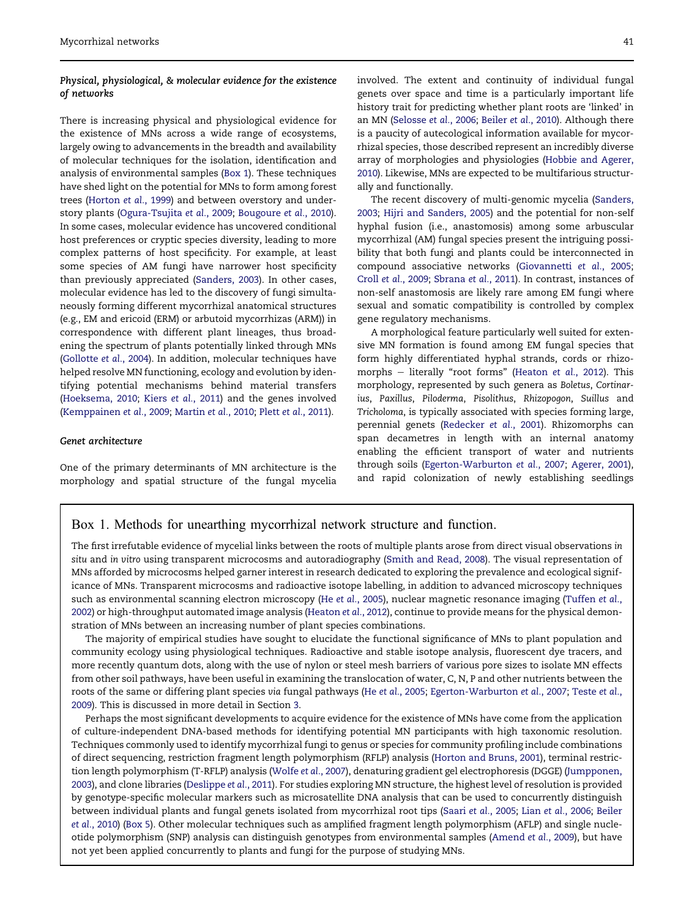### *Physical, physiological, & molecular evidence for the existence of networks*

There is increasing physical and physiological evidence for the existence of MNs across a wide range of ecosystems, largely owing to advancements in the breadth and availability of molecular techniques for the isolation, identification and analysis of environmental samples (Box 1). These techniques have shed light on the potential for MNs to form among forest trees (Horton *et al.*, 1999) and between overstory and understory plants (Ogura-Tsujita *et al.*, 2009; Bougoure *et al.*, 2010). In some cases, molecular evidence has uncovered conditional host preferences or cryptic species diversity, leading to more complex patterns of host specificity. For example, at least some species of AM fungi have narrower host specificity than previously appreciated (Sanders, 2003). In other cases, molecular evidence has led to the discovery of fungi simultaneously forming different mycorrhizal anatomical structures (e.g., EM and ericoid (ERM) or arbutoid mycorrhizas (ARM)) in correspondence with different plant lineages, thus broadening the spectrum of plants potentially linked through MNs (Gollotte *et al.*, 2004). In addition, molecular techniques have helped resolve MN functioning, ecology and evolution by identifying potential mechanisms behind material transfers (Hoeksema, 2010; Kiers *et al.*, 2011) and the genes involved (Kemppainen *et al.*, 2009; Martin *et al.*, 2010; Plett *et al.*, 2011).

### *Genet architecture*

One of the primary determinants of MN architecture is the morphology and spatial structure of the fungal mycelia involved. The extent and continuity of individual fungal genets over space and time is a particularly important life history trait for predicting whether plant roots are 'linked' in an MN (Selosse *et al.*, 2006; Beiler *et al.*, 2010). Although there is a paucity of autecological information available for mycorrhizal species, those described represent an incredibly diverse array of morphologies and physiologies (Hobbie and Agerer, 2010). Likewise, MNs are expected to be multifarious structurally and functionally.

The recent discovery of multi-genomic mycelia (Sanders, 2003; Hijri and Sanders, 2005) and the potential for non-self hyphal fusion (i.e., anastomosis) among some arbuscular mycorrhizal (AM) fungal species present the intriguing possibility that both fungi and plants could be interconnected in compound associative networks (Giovannetti *et al.*, 2005; Croll *et al.*, 2009; Sbrana *et al.*, 2011). In contrast, instances of non-self anastomosis are likely rare among EM fungi where sexual and somatic compatibility is controlled by complex gene regulatory mechanisms.

A morphological feature particularly well suited for extensive MN formation is found among EM fungal species that form highly differentiated hyphal strands, cords or rhizomorphs – literally "root forms" (Heaton *et al.*, 2012). This morphology, represented by such genera as *Boletus*, *Cortinarius*, *Paxillus*, *Piloderma*, *Pisolithus*, *Rhizopogon*, *Suillus* and *Tricholoma*, is typically associated with species forming large, perennial genets (Redecker *et al.*, 2001). Rhizomorphs can span decametres in length with an internal anatomy enabling the efficient transport of water and nutrients through soils (Egerton-Warburton *et al.*, 2007; Agerer, 2001), and rapid colonization of newly establishing seedlings

## Box 1. Methods for unearthing mycorrhizal network structure and function.

The first irrefutable evidence of mycelial links between the roots of multiple plants arose from direct visual observations *in situ* and *in vitro* using transparent microcosms and autoradiography (Smith and Read, 2008). The visual representation of MNs afforded by microcosms helped garner interest in research dedicated to exploring the prevalence and ecological significance of MNs. Transparent microcosms and radioactive isotope labelling, in addition to advanced microscopy techniques such as environmental scanning electron microscopy (He *et al.*, 2005), nuclear magnetic resonance imaging (Tuffen *et al.*, 2002) or high-throughput automated image analysis (Heaton *et al.*, 2012), continue to provide means for the physical demonstration of MNs between an increasing number of plant species combinations.

The majority of empirical studies have sought to elucidate the functional significance of MNs to plant population and community ecology using physiological techniques. Radioactive and stable isotope analysis, fluorescent dye tracers, and more recently quantum dots, along with the use of nylon or steel mesh barriers of various pore sizes to isolate MN effects from other soil pathways, have been useful in examining the translocation of water, C, N, P and other nutrients between the roots of the same or differing plant species *via* fungal pathways (He *et al.*, 2005; Egerton-Warburton *et al.*, 2007; Teste *et al.*, 2009). This is discussed in more detail in Section 3.

Perhaps the most significant developments to acquire evidence for the existence of MNs have come from the application of culture-independent DNA-based methods for identifying potential MN participants with high taxonomic resolution. Techniques commonly used to identify mycorrhizal fungi to genus or species for community profiling include combinations of direct sequencing, restriction fragment length polymorphism (RFLP) analysis (Horton and Bruns, 2001), terminal restriction length polymorphism (T-RFLP) analysis (Wolfe *et al.*, 2007), denaturing gradient gel electrophoresis (DGGE) (Jumpponen, 2003), and clone libraries (Deslippe *et al.*, 2011). For studies exploring MN structure, the highest level of resolution is provided by genotype-specific molecular markers such as microsatellite DNA analysis that can be used to concurrently distinguish between individual plants and fungal genets isolated from mycorrhizal root tips (Saari *et al.*, 2005; Lian *et al.*, 2006; Beiler *et al.*, 2010) (Box 5). Other molecular techniques such as amplified fragment length polymorphism (AFLP) and single nucleotide polymorphism (SNP) analysis can distinguish genotypes from environmental samples (Amend *et al.*, 2009), but have not yet been applied concurrently to plants and fungi for the purpose of studying MNs.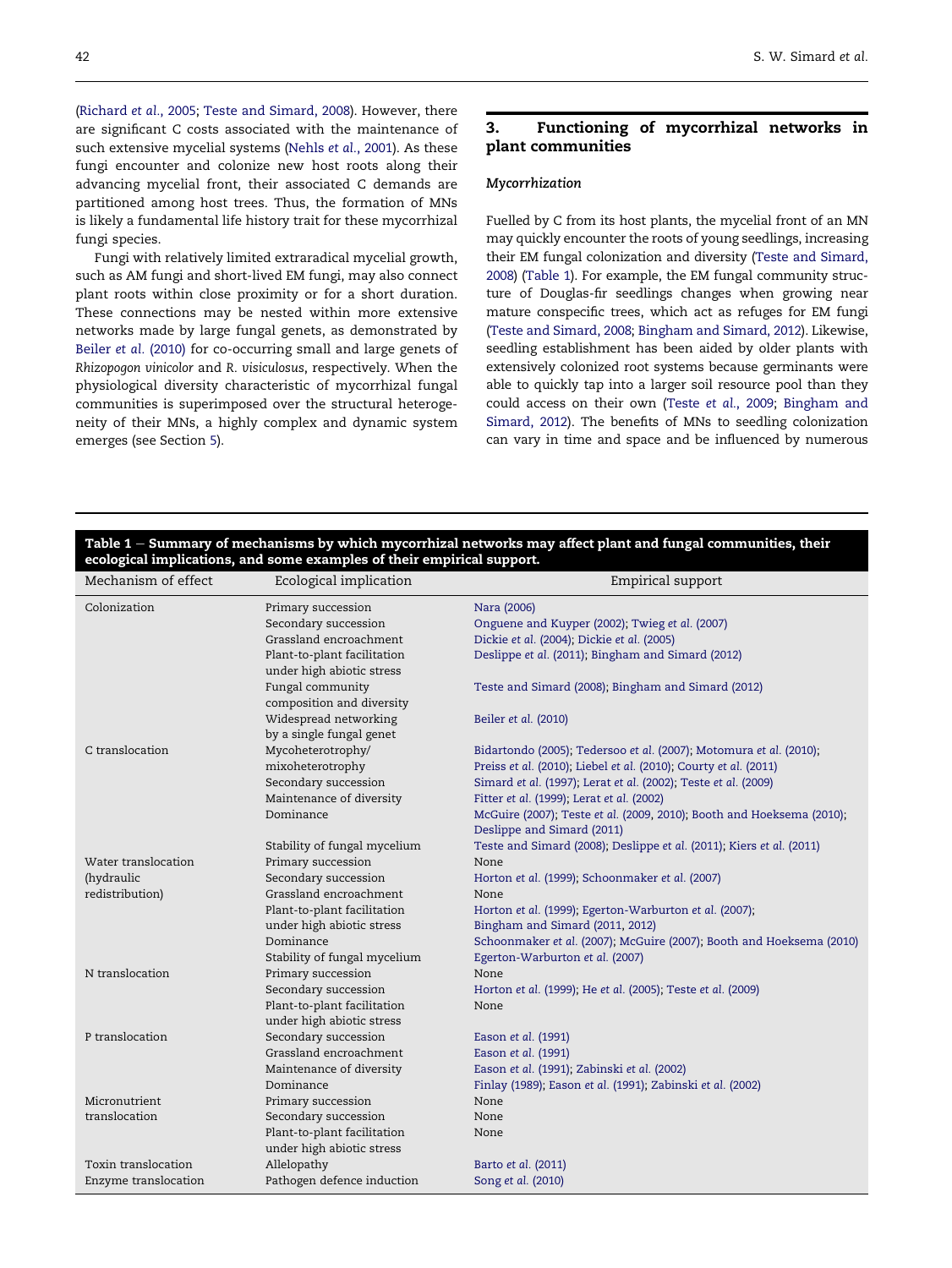(Richard *et al.*, 2005; Teste and Simard, 2008). However, there are significant C costs associated with the maintenance of such extensive mycelial systems (Nehls *et al.*, 2001). As these fungi encounter and colonize new host roots along their advancing mycelial front, their associated C demands are partitioned among host trees. Thus, the formation of MNs is likely a fundamental life history trait for these mycorrhizal fungi species.

Fungi with relatively limited extraradical mycelial growth, such as AM fungi and short-lived EM fungi, may also connect plant roots within close proximity or for a short duration. These connections may be nested within more extensive networks made by large fungal genets, as demonstrated by Beiler *et al.* (2010) for co-occurring small and large genets of *Rhizopogon vinicolor* and *R. visiculosus*, respectively. When the physiological diversity characteristic of mycorrhizal fungal communities is superimposed over the structural heterogeneity of their MNs, a highly complex and dynamic system emerges (see Section 5).

## 3. Functioning of mycorrhizal networks in plant communities

### *Mycorrhization*

Fuelled by C from its host plants, the mycelial front of an MN may quickly encounter the roots of young seedlings, increasing their EM fungal colonization and diversity (Teste and Simard, 2008) (Table 1). For example, the EM fungal community structure of Douglas-fir seedlings changes when growing near mature conspecific trees, which act as refuges for EM fungi (Teste and Simard, 2008; Bingham and Simard, 2012). Likewise, seedling establishment has been aided by older plants with extensively colonized root systems because germinants were able to quickly tap into a larger soil resource pool than they could access on their own (Teste *et al.*, 2009; Bingham and Simard, 2012). The benefits of MNs to seedling colonization can vary in time and space and be influenced by numerous

**Table 1 – Summary of mechanisms by which mycorrhizal networks may affect plant and fungal communities, their ecological implications, and some examples of their empirical support.**

| Mechanism of effect | Ecological implication | Empirical support |
|---|---|---|
| Colonization | Primary succession | Nara (2006) |
| | Secondary succession | Onguene and Kuyper (2002); Twieg *et al.* (2007) |
| | Grassland encroachment | Dickie *et al.* (2004); Dickie *et al.* (2005) |
| | Plant-to-plant facilitation under high abiotic stress | Deslippe *et al.* (2011); Bingham and Simard (2012) |
| | Fungal community composition and diversity | Teste and Simard (2008); Bingham and Simard (2012) |
| | Widespread networking by a single fungal genet | Beiler *et al.* (2010) |
| C translocation | Mycoheterotrophy/ mixoheterotrophy | Bidartondo (2005); Tedersoo *et al.* (2007); Motomura *et al.* (2010); Preiss *et al.* (2010); Liebel *et al.* (2010); Courty *et al.* (2011) |
| | Secondary succession | Simard *et al.* (1997); Lerat *et al.* (2002); Teste *et al.* (2009) |
| | Maintenance of diversity | Fitter *et al.* (1999); Lerat *et al.* (2002) |
| | Dominance | McGuire (2007); Teste *et al.* (2009, 2010); Booth and Hoeksema (2010); Deslippe and Simard (2011) |
| | Stability of fungal mycelium | Teste and Simard (2008); Deslippe *et al.* (2011); Kiers *et al.* (2011) |
| Water translocation (hydraulic redistribution) | Primary succession | None |
| | Secondary succession | Horton *et al.* (1999); Schoonmaker *et al.* (2007) |
| | Grassland encroachment | None |
| | Plant-to-plant facilitation under high abiotic stress | Horton *et al.* (1999); Egerton-Warburton *et al.* (2007); Bingham and Simard (2011, 2012) |
| | Dominance | Schoonmaker *et al.* (2007); McGuire (2007); Booth and Hoeksema (2010) |
| | Stability of fungal mycelium | Egerton-Warburton *et al.* (2007) |
| N translocation | Primary succession | None |
| | Secondary succession | Horton *et al.* (1999); He *et al.* (2005); Teste *et al.* (2009) |
| | Plant-to-plant facilitation under high abiotic stress | None |
| P translocation | Secondary succession | Eason *et al.* (1991) |
| | Grassland encroachment | Eason *et al.* (1991) |
| | Maintenance of diversity | Eason *et al.* (1991); Zabinski *et al.* (2002) |
| | Dominance | Finlay (1989); Eason *et al.* (1991); Zabinski *et al.* (2002) |
| Micronutrient translocation | Primary succession | None |
| | Secondary succession | None |
| | Plant-to-plant facilitation under high abiotic stress | None |
| Toxin translocation | Allelopathy | Barto *et al.* (2011) |
| Enzyme translocation | Pathogen defence induction | Song *et al.* (2010) |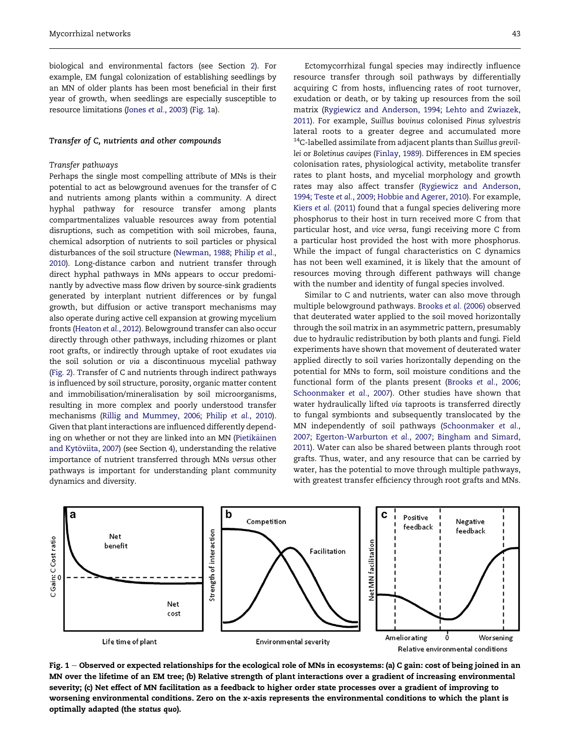biological and environmental factors (see Section 2). For example, EM fungal colonization of establishing seedlings by an MN of older plants has been most beneficial in their first year of growth, when seedlings are especially susceptible to resource limitations (Jones *et al.*, 2003) (Fig. 1a).

### *Transfer of C, nutrients and other compounds*

#### *Transfer pathways*

Perhaps the single most compelling attribute of MNs is their potential to act as belowground avenues for the transfer of C and nutrients among plants within a community. A direct hyphal pathway for resource transfer among plants compartmentalizes valuable resources away from potential disruptions, such as competition with soil microbes, fauna, chemical adsorption of nutrients to soil particles or physical disturbances of the soil structure (Newman, 1988; Philip *et al.*, 2010). Long-distance carbon and nutrient transfer through direct hyphal pathways in MNs appears to occur predominantly by advective mass flow driven by source-sink gradients generated by interplant nutrient differences or by fungal growth, but diffusion or active transport mechanisms may also operate during active cell expansion at growing mycelium fronts (Heaton *et al.*, 2012). Belowground transfer can also occur directly through other pathways, including rhizomes or plant root grafts, or indirectly through uptake of root exudates *via* the soil solution or *via* a discontinuous mycelial pathway (Fig. 2). Transfer of C and nutrients through indirect pathways is influenced by soil structure, porosity, organic matter content and immobilisation/mineralisation by soil microorganisms, resulting in more complex and poorly understood transfer mechanisms (Rillig and Mummey, 2006; Philip *et al.*, 2010). Given that plant interactions are influenced differently depending on whether or not they are linked into an MN (Pietikäinen and Kytöviita, 2007) (see Section 4), understanding the relative importance of nutrient transferred through MNs *versus* other pathways is important for understanding plant community dynamics and diversity.

Ectomycorrhizal fungal species may indirectly influence resource transfer through soil pathways by differentially acquiring C from hosts, influencing rates of root turnover, exudation or death, or by taking up resources from the soil matrix (Rygiewicz and Anderson, 1994; Lehto and Zwiazek, 2011). For example, *Suillus bovinus* colonised *Pinus sylvestris* lateral roots to a greater degree and accumulated more $^{14}$C-labelled assimilate from adjacent plants than *Suillus grevillei* or *Boletinus cavipes* (Finlay, 1989). Differences in EM species colonisation rates, physiological activity, metabolite transfer rates to plant hosts, and mycelial morphology and growth rates may also affect transfer (Rygiewicz and Anderson, 1994; Teste *et al.*, 2009; Hobbie and Agerer, 2010). For example, Kiers *et al.* (2011) found that a fungal species delivering more phosphorus to their host in turn received more C from that particular host, and *vice versa*, fungi receiving more C from a particular host provided the host with more phosphorus. While the impact of fungal characteristics on C dynamics has not been well examined, it is likely that the amount of resources moving through different pathways will change with the number and identity of fungal species involved.

Similar to C and nutrients, water can also move through multiple belowground pathways. Brooks *et al.* (2006) observed that deuterated water applied to the soil moved horizontally through the soil matrix in an asymmetric pattern, presumably due to hydraulic redistribution by both plants and fungi. Field experiments have shown that movement of deuterated water applied directly to soil varies horizontally depending on the potential for MNs to form, soil moisture conditions and the functional form of the plants present (Brooks *et al.*, 2006; Schoonmaker *et al.*, 2007). Other studies have shown that water hydraulically lifted *via* taproots is transferred directly to fungal symbionts and subsequently translocated by the MN independently of soil pathways (Schoonmaker *et al.*, 2007; Egerton-Warburton *et al.*, 2007; Bingham and Simard, 2011). Water can also be shared between plants through root grafts. Thus, water, and any resource that can be carried by water, has the potential to move through multiple pathways, with greatest transfer efficiency through root grafts and MNs.

**Fig. 1 – Observed or expected relationships for the ecological role of MNs in ecosystems: (a) C gain: cost of being joined in an MN over the lifetime of an EM tree; (b) Relative strength of plant interactions over a gradient of increasing environmental severity; (c) Net effect of MN facilitation as a feedback to higher order state processes over a gradient of improving to worsening environmental conditions. Zero on the x-axis represents the environmental conditions to which the plant is optimally adapted (the *status quo*).**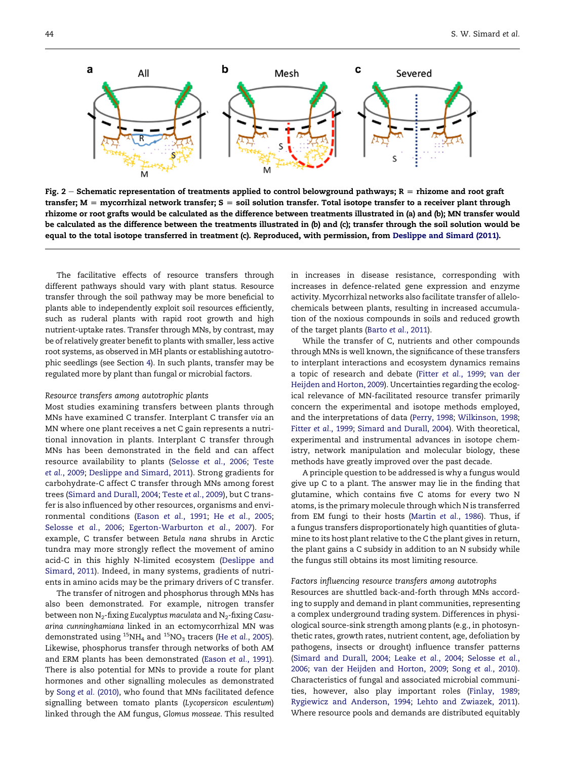Fig. 2 – **Schematic representation of treatments applied to control belowground pathways; R = rhizome and root graft transfer; M = mycorrhizal network transfer; S = soil solution transfer. Total isotope transfer to a receiver plant through rhizome or root grafts would be calculated as the difference between treatments illustrated in (a) and (b); MN transfer would be calculated as the difference between the treatments illustrated in (b) and (c); transfer through the soil solution would be equal to the total isotope transferred in treatment (c). Reproduced, with permission, from Deslippe and Simard (2011).**

The facilitative effects of resource transfers through different pathways should vary with plant status. Resource transfer through the soil pathway may be more beneficial to plants able to independently exploit soil resources efficiently, such as ruderal plants with rapid root growth and high nutrient-uptake rates. Transfer through MNs, by contrast, may be of relatively greater benefit to plants with smaller, less active root systems, as observed in MH plants or establishing autotrophic seedlings (see Section 4). In such plants, transfer may be regulated more by plant than fungal or microbial factors.

*Resource transfers among autotrophic plants*

Most studies examining transfers between plants through MNs have examined C transfer. Interplant C transfer *via* an MN where one plant receives a net C gain represents a nutritional innovation in plants. Interplant C transfer through MNs has been demonstrated in the field and can affect resource availability to plants (Selosse *et al.*, 2006; Teste *et al.*, 2009; Deslippe and Simard, 2011). Strong gradients for carbohydrate-C affect C transfer through MNs among forest trees (Simard and Durall, 2004; Teste *et al.*, 2009), but C transfer is also influenced by other resources, organisms and environmental conditions (Eason *et al.*, 1991; He *et al.*, 2005; Selosse *et al.*, 2006; Egerton-Warburton *et al.*, 2007). For example, C transfer between *Betula nana* shrubs in Arctic tundra may more strongly reflect the movement of amino acid-C in this highly N-limited ecosystem (Deslippe and Simard, 2011). Indeed, in many systems, gradients of nutrients in amino acids may be the primary drivers of C transfer.

The transfer of nitrogen and phosphorus through MNs has also been demonstrated. For example, nitrogen transfer between non $N_2$-fixing *Eucalyptus maculata* and $N_2$-fixing *Casuarina cunninghamiana* linked in an ectomycorrhizal MN was demonstrated using $^{15}NH_4$ and $^{15}NO_3$ tracers (He *et al.*, 2005). Likewise, phosphorus transfer through networks of both AM and ERM plants has been demonstrated (Eason *et al.*, 1991). There is also potential for MNs to provide a route for plant hormones and other signalling molecules as demonstrated by Song *et al.* (2010), who found that MNs facilitated defence signalling between tomato plants (*Lycopersicon esculentum*) linked through the AM fungus, *Glomus mosseae*. This resulted in increases in disease resistance, corresponding with increases in defence-related gene expression and enzyme activity. Mycorrhizal networks also facilitate transfer of allelochemicals between plants, resulting in increased accumulation of the noxious compounds in soils and reduced growth of the target plants (Barto *et al.*, 2011).

While the transfer of C, nutrients and other compounds through MNs is well known, the significance of these transfers to interplant interactions and ecosystem dynamics remains a topic of research and debate (Fitter *et al.*, 1999; van der Heijden and Horton, 2009). Uncertainties regarding the ecological relevance of MN-facilitated resource transfer primarily concern the experimental and isotope methods employed, and the interpretations of data (Perry, 1998; Wilkinson, 1998; Fitter *et al.*, 1999; Simard and Durall, 2004). With theoretical, experimental and instrumental advances in isotope chemistry, network manipulation and molecular biology, these methods have greatly improved over the past decade.

A principle question to be addressed is why a fungus would give up C to a plant. The answer may lie in the finding that glutamine, which contains five C atoms for every two N atoms, is the primary molecule through which N is transferred from EM fungi to their hosts (Martin *et al.*, 1986). Thus, if a fungus transfers disproportionately high quantities of glutamine to its host plant relative to the C the plant gives in return, the plant gains a C subsidy in addition to an N subsidy while the fungus still obtains its most limiting resource.

*Factors influencing resource transfers among autotrophs*

Resources are shuttled back-and-forth through MNs according to supply and demand in plant communities, representing a complex underground trading system. Differences in physiological source-sink strength among plants (e.g., in photosynthetic rates, growth rates, nutrient content, age, defoliation by pathogens, insects or drought) influence transfer patterns (Simard and Durall, 2004; Leake *et al.*, 2004; Selosse *et al.*, 2006; van der Heijden and Horton, 2009; Song *et al.*, 2010). Characteristics of fungal and associated microbial communities, however, also play important roles (Finlay, 1989; Rygiewicz and Anderson, 1994; Lehto and Zwiazek, 2011). Where resource pools and demands are distributed equitably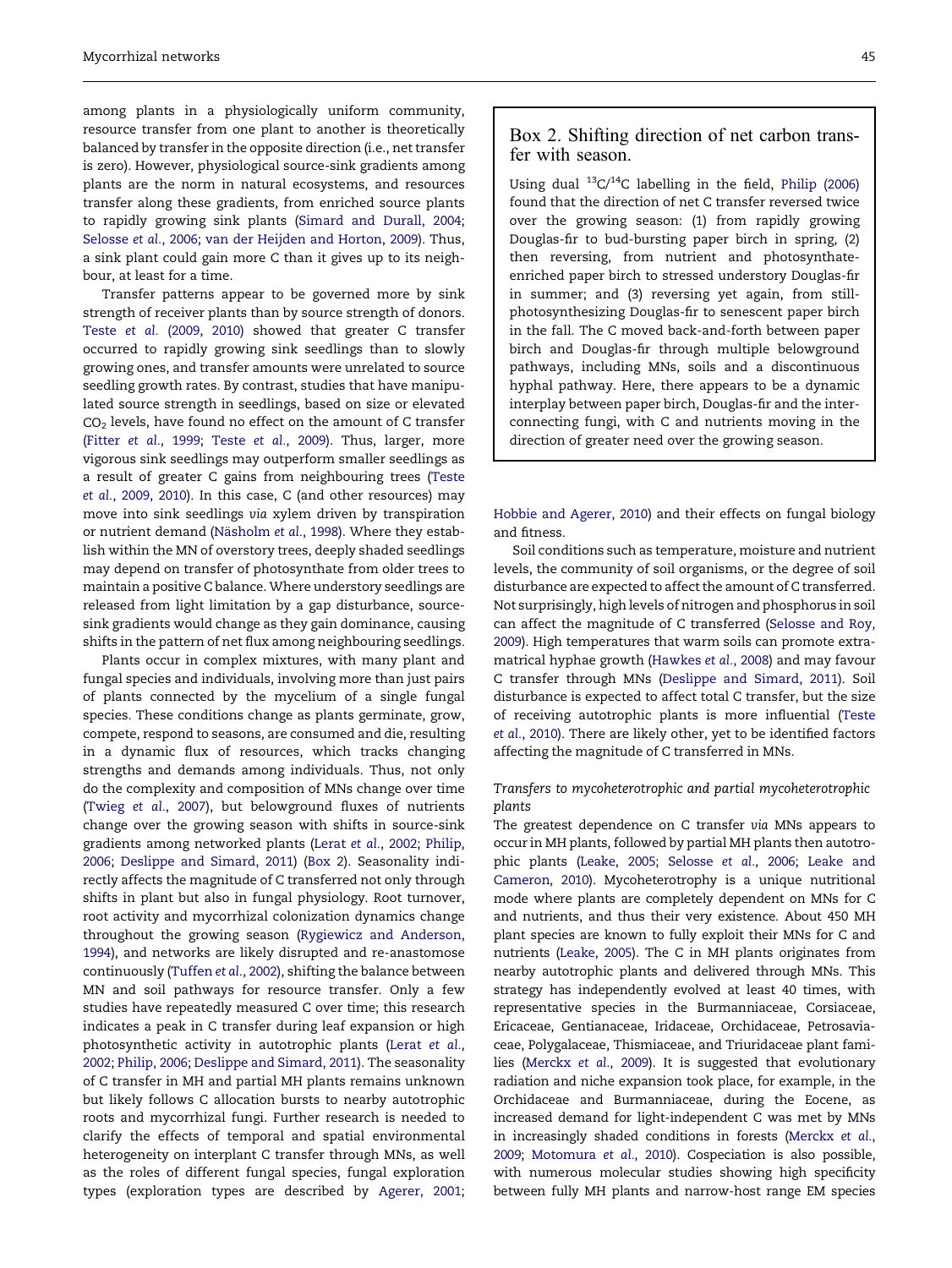among plants in a physiologically uniform community, resource transfer from one plant to another is theoretically balanced by transfer in the opposite direction (i.e., net transfer is zero). However, physiological source-sink gradients among plants are the norm in natural ecosystems, and resources transfer along these gradients, from enriched source plants to rapidly growing sink plants (Simard and Durall, 2004; Selosse *et al.*, 2006; van der Heijden and Horton, 2009). Thus, a sink plant could gain more C than it gives up to its neighbour, at least for a time.

Transfer patterns appear to be governed more by sink strength of receiver plants than by source strength of donors. Teste *et al.* (2009, 2010) showed that greater C transfer occurred to rapidly growing sink seedlings than to slowly growing ones, and transfer amounts were unrelated to source seedling growth rates. By contrast, studies that have manipulated source strength in seedlings, based on size or elevated $CO_2$ levels, have found no effect on the amount of C transfer (Fitter *et al.*, 1999; Teste *et al.*, 2009). Thus, larger, more vigorous sink seedlings may outperform smaller seedlings as a result of greater C gains from neighbouring trees (Teste *et al.*, 2009, 2010). In this case, C (and other resources) may move into sink seedlings *via* xylem driven by transpiration or nutrient demand (Näsholm *et al.*, 1998). Where they establish within the MN of overstory trees, deeply shaded seedlings may depend on transfer of photosynthate from older trees to maintain a positive C balance. Where understory seedlings are released from light limitation by a gap disturbance, source-sink gradients would change as they gain dominance, causing shifts in the pattern of net flux among neighbouring seedlings.

Plants occur in complex mixtures, with many plant and fungal species and individuals, involving more than just pairs of plants connected by the mycelium of a single fungal species. These conditions change as plants germinate, grow, compete, respond to seasons, are consumed and die, resulting in a dynamic flux of resources, which tracks changing strengths and demands among individuals. Thus, not only do the complexity and composition of MNs change over time (Twieg *et al.*, 2007), but belowground fluxes of nutrients change over the growing season with shifts in source-sink gradients among networked plants (Lerat *et al.*, 2002; Philip, 2006; Deslippe and Simard, 2011) (Box 2). Seasonality indirectly affects the magnitude of C transferred not only through shifts in plant but also in fungal physiology. Root turnover, root activity and mycorrhizal colonization dynamics change throughout the growing season (Rygiewicz and Anderson, 1994), and networks are likely disrupted and re-anastomose continuously (Tuffen *et al.*, 2002), shifting the balance between MN and soil pathways for resource transfer. Only a few studies have repeatedly measured C over time; this research indicates a peak in C transfer during leaf expansion or high photosynthetic activity in autotrophic plants (Lerat *et al.*, 2002; Philip, 2006; Deslippe and Simard, 2011). The seasonality of C transfer in MH and partial MH plants remains unknown but likely follows C allocation bursts to nearby autotrophic roots and mycorrhizal fungi. Further research is needed to clarify the effects of temporal and spatial environmental heterogeneity on interplant C transfer through MNs, as well as the roles of different fungal species, fungal exploration types (exploration types are described by Agerer, 2001; Hobbie and Agerer, 2010) and their effects on fungal biology and fitness.

> **Box 2. Shifting direction of net carbon transfer with season.**
>
> Using dual $^{13}C/^{14}C$ labelling in the field, Philip (2006) found that the direction of net C transfer reversed twice over the growing season: (1) from rapidly growing Douglas-fir to bud-bursting paper birch in spring, (2) then reversing, from nutrient and photosynthate-enriched paper birch to stressed understory Douglas-fir in summer; and (3) reversing yet again, from still-photosynthesizing Douglas-fir to senescent paper birch in the fall. The C moved back-and-forth between paper birch and Douglas-fir through multiple belowground pathways, including MNs, soils and a discontinuous hyphal pathway. Here, there appears to be a dynamic interplay between paper birch, Douglas-fir and the interconnecting fungi, with C and nutrients moving in the direction of greater need over the growing season.

Soil conditions such as temperature, moisture and nutrient levels, the community of soil organisms, or the degree of soil disturbance are expected to affect the amount of C transferred. Not surprisingly, high levels of nitrogen and phosphorus in soil can affect the magnitude of C transferred (Selosse and Roy, 2009). High temperatures that warm soils can promote extramatrical hyphae growth (Hawkes *et al.*, 2008) and may favour C transfer through MNs (Deslippe and Simard, 2011). Soil disturbance is expected to affect total C transfer, but the size of receiving autotrophic plants is more influential (Teste *et al.*, 2010). There are likely other, yet to be identified factors affecting the magnitude of C transferred in MNs.

### *Transfers to mycoheterotrophic and partial mycoheterotrophic plants*

The greatest dependence on C transfer *via* MNs appears to occur in MH plants, followed by partial MH plants then autotrophic plants (Leake, 2005; Selosse *et al.*, 2006; Leake and Cameron, 2010). Mycoheterotrophy is a unique nutritional mode where plants are completely dependent on MNs for C and nutrients, and thus their very existence. About 450 MH plant species are known to fully exploit their MNs for C and nutrients (Leake, 2005). The C in MH plants originates from nearby autotrophic plants and delivered through MNs. This strategy has independently evolved at least 40 times, with representative species in the Burmanniaceae, Corsiaceae, Ericaceae, Gentianaceae, Iridaceae, Orchidaceae, Petrosaviaceae, Polygalaceae, Thismiaceae, and Triuridaceae plant families (Merckx *et al.*, 2009). It is suggested that evolutionary radiation and niche expansion took place, for example, in the Orchidaceae and Burmanniaceae, during the Eocene, as increased demand for light-independent C was met by MNs in increasingly shaded conditions in forests (Merckx *et al.*, 2009; Motomura *et al.*, 2010). Cospeciation is also possible, with numerous molecular studies showing high specificity between fully MH plants and narrow-host range EM species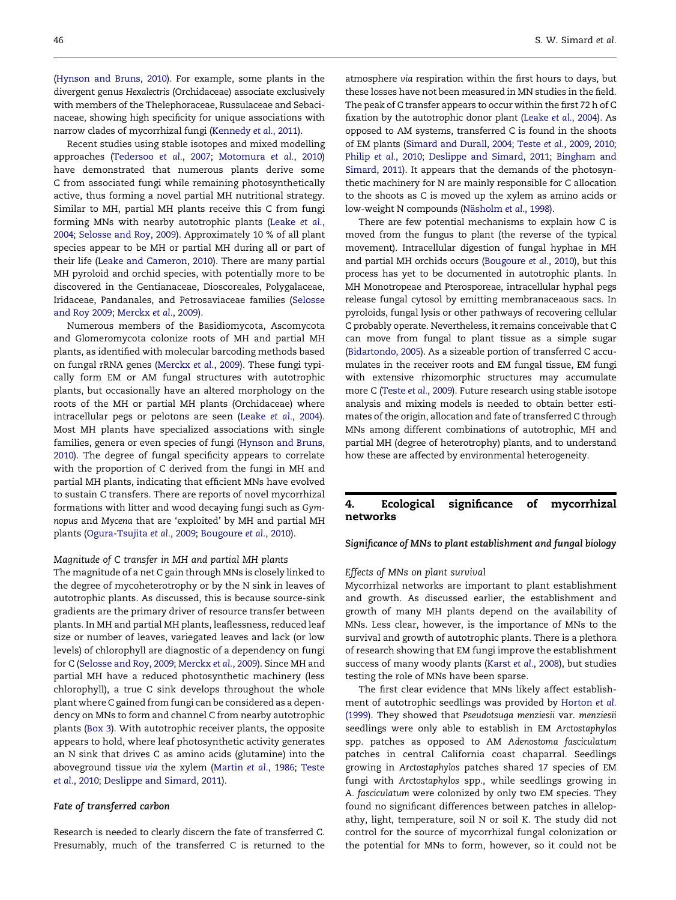(Hynson and Bruns, 2010). For example, some plants in the divergent genus *Hexalectris* (Orchidaceae) associate exclusively with members of the Thelephoraceae, Russulaceae and Sebacinaceae, showing high specificity for unique associations with narrow clades of mycorrhizal fungi (Kennedy *et al.*, 2011).

Recent studies using stable isotopes and mixed modelling approaches (Tedersoo *et al.*, 2007; Motomura *et al.*, 2010) have demonstrated that numerous plants derive some C from associated fungi while remaining photosynthetically active, thus forming a novel partial MH nutritional strategy. Similar to MH, partial MH plants receive this C from fungi forming MNs with nearby autotrophic plants (Leake *et al.*, 2004; Selosse and Roy, 2009). Approximately 10 % of all plant species appear to be MH or partial MH during all or part of their life (Leake and Cameron, 2010). There are many partial MH pyroloid and orchid species, with potentially more to be discovered in the Gentianaceae, Dioscoreales, Polygalaceae, Iridaceae, Pandanales, and Petrosaviaceae families (Selosse and Roy 2009; Merckx *et al.*, 2009).

Numerous members of the Basidiomycota, Ascomycota and Glomeromycota colonize roots of MH and partial MH plants, as identified with molecular barcoding methods based on fungal rRNA genes (Merckx *et al.*, 2009). These fungi typically form EM or AM fungal structures with autotrophic plants, but occasionally have an altered morphology on the roots of the MH or partial MH plants (Orchidaceae) where intracellular pegs or pelotons are seen (Leake *et al.*, 2004). Most MH plants have specialized associations with single families, genera or even species of fungi (Hynson and Bruns, 2010). The degree of fungal specificity appears to correlate with the proportion of C derived from the fungi in MH and partial MH plants, indicating that efficient MNs have evolved to sustain C transfers. There are reports of novel mycorrhizal formations with litter and wood decaying fungi such as *Gymnopus* and *Mycena* that are 'exploited' by MH and partial MH plants (Ogura-Tsujita *et al.*, 2009; Bougoure *et al.*, 2010).

*Magnitude of C transfer in MH and partial MH plants*

The magnitude of a net C gain through MNs is closely linked to the degree of mycoheterotrophy or by the N sink in leaves of autotrophic plants. As discussed, this is because source-sink gradients are the primary driver of resource transfer between plants. In MH and partial MH plants, leaflessness, reduced leaf size or number of leaves, variegated leaves and lack (or low levels) of chlorophyll are diagnostic of a dependency on fungi for C (Selosse and Roy, 2009; Merckx *et al.*, 2009). Since MH and partial MH have a reduced photosynthetic machinery (less chlorophyll), a true C sink develops throughout the whole plant where C gained from fungi can be considered as a dependency on MNs to form and channel C from nearby autotrophic plants (Box 3). With autotrophic receiver plants, the opposite appears to hold, where leaf photosynthetic activity generates an N sink that drives C as amino acids (glutamine) into the aboveground tissue *via* the xylem (Martin *et al.*, 1986; Teste *et al.*, 2010; Deslippe and Simard, 2011).

### *Fate of transferred carbon*

Research is needed to clearly discern the fate of transferred C. Presumably, much of the transferred C is returned to the atmosphere *via* respiration within the first hours to days, but these losses have not been measured in MN studies in the field. The peak of C transfer appears to occur within the first 72 h of C fixation by the autotrophic donor plant (Leake *et al.*, 2004). As opposed to AM systems, transferred C is found in the shoots of EM plants (Simard and Durall, 2004; Teste *et al.*, 2009, 2010; Philip *et al.*, 2010; Deslippe and Simard, 2011; Bingham and Simard, 2011). It appears that the demands of the photosynthetic machinery for N are mainly responsible for C allocation to the shoots as C is moved up the xylem as amino acids or low-weight N compounds (Näsholm *et al.*, 1998).

There are few potential mechanisms to explain how C is moved from the fungus to plant (the reverse of the typical movement). Intracellular digestion of fungal hyphae in MH and partial MH orchids occurs (Bougoure *et al.*, 2010), but this process has yet to be documented in autotrophic plants. In MH Monotropeae and Pterosporeae, intracellular hyphal pegs release fungal cytosol by emitting membranaceous sacs. In pyroloids, fungal lysis or other pathways of recovering cellular C probably operate. Nevertheless, it remains conceivable that C can move from fungal to plant tissue as a simple sugar (Bidartondo, 2005). As a sizeable portion of transferred C accumulates in the receiver roots and EM fungal tissue, EM fungi with extensive rhizomorphic structures may accumulate more C (Teste *et al.*, 2009). Future research using stable isotope analysis and mixing models is needed to obtain better estimates of the origin, allocation and fate of transferred C through MNs among different combinations of autotrophic, MH and partial MH (degree of heterotrophy) plants, and to understand how these are affected by environmental heterogeneity.

## 4. Ecological significance of mycorrhizal networks

### *Significance of MNs to plant establishment and fungal biology*

*Effects of MNs on plant survival*

Mycorrhizal networks are important to plant establishment and growth. As discussed earlier, the establishment and growth of many MH plants depend on the availability of MNs. Less clear, however, is the importance of MNs to the survival and growth of autotrophic plants. There is a plethora of research showing that EM fungi improve the establishment success of many woody plants (Karst *et al.*, 2008), but studies testing the role of MNs have been sparse.

The first clear evidence that MNs likely affect establishment of autotrophic seedlings was provided by Horton *et al.* (1999). They showed that *Pseudotsuga menziesii* var. *menziesii* seedlings were only able to establish in EM *Arctostaphylos* spp. patches as opposed to AM *Adenostoma fasciculatum* patches in central California coast chaparral. Seedlings growing in *Arctostaphylos* patches shared 17 species of EM fungi with *Arctostaphylos* spp., while seedlings growing in *A. fasciculatum* were colonized by only two EM species. They found no significant differences between patches in allelopathy, light, temperature, soil N or soil K. The study did not control for the source of mycorrhizal fungal colonization or the potential for MNs to form, however, so it could not be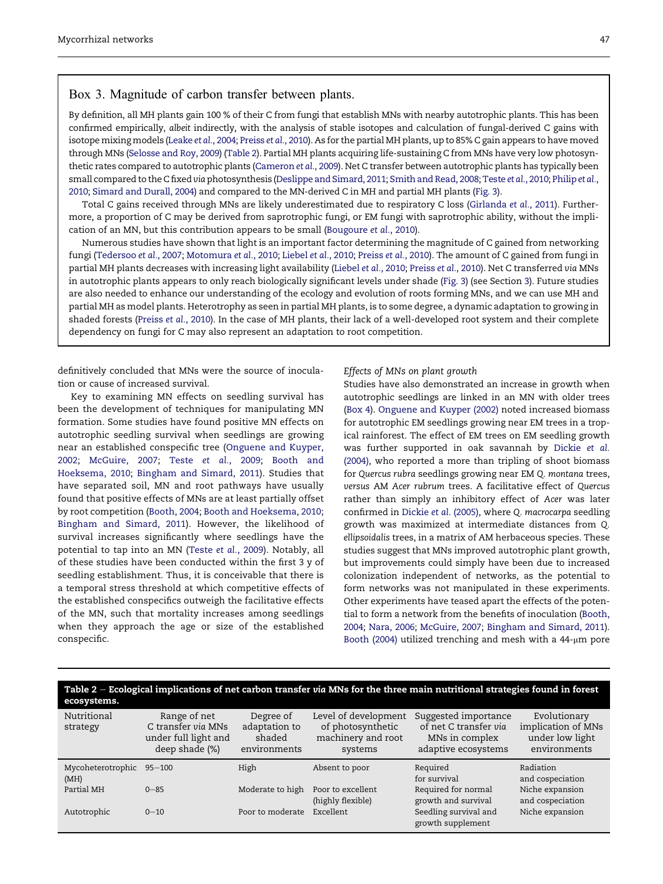## Box 3. Magnitude of carbon transfer between plants.

By definition, all MH plants gain 100 % of their C from fungi that establish MNs with nearby autotrophic plants. This has been confirmed empirically, *albeit* indirectly, with the analysis of stable isotopes and calculation of fungal-derived C gains with isotope mixing models (Leake *et al.*, 2004; Preiss *et al.*, 2010). As for the partial MH plants, up to 85% C gain appears to have moved through MNs (Selosse and Roy, 2009) (Table 2). Partial MH plants acquiring life-sustaining C from MNs have very low photosynthetic rates compared to autotrophic plants (Cameron *et al.*, 2009). Net C transfer between autotrophic plants has typically been small compared to the C fixed *via* photosynthesis (Deslippe and Simard, 2011; Smith and Read, 2008; Teste *et al.*, 2010; Philip *et al.*, 2010; Simard and Durall, 2004) and compared to the MN-derived C in MH and partial MH plants (Fig. 3).

Total C gains received through MNs are likely underestimated due to respiratory C loss (Girlanda *et al.*, 2011). Furthermore, a proportion of C may be derived from saprotrophic fungi, or EM fungi with saprotrophic ability, without the implication of an MN, but this contribution appears to be small (Bougoure *et al.*, 2010).

Numerous studies have shown that light is an important factor determining the magnitude of C gained from networking fungi (Tedersoo *et al.*, 2007; Motomura *et al.*, 2010; Liebel *et al.*, 2010; Preiss *et al.*, 2010). The amount of C gained from fungi in partial MH plants decreases with increasing light availability (Liebel *et al.*, 2010; Preiss *et al.*, 2010). Net C transferred *via* MNs in autotrophic plants appears to only reach biologically significant levels under shade (Fig. 3) (see Section 3). Future studies are also needed to enhance our understanding of the ecology and evolution of roots forming MNs, and we can use MH and partial MH as model plants. Heterotrophy as seen in partial MH plants, is to some degree, a dynamic adaptation to growing in shaded forests (Preiss *et al.*, 2010). In the case of MH plants, their lack of a well-developed root system and their complete dependency on fungi for C may also represent an adaptation to root competition.

definitively concluded that MNs were the source of inoculation or cause of increased survival.

Key to examining MN effects on seedling survival has been the development of techniques for manipulating MN formation. Some studies have found positive MN effects on autotrophic seedling survival when seedlings are growing near an established conspecific tree (Onguene and Kuyper, 2002; McGuire, 2007; Teste *et al.*, 2009; Booth and Hoeksema, 2010; Bingham and Simard, 2011). Studies that have separated soil, MN and root pathways have usually found that positive effects of MNs are at least partially offset by root competition (Booth, 2004; Booth and Hoeksema, 2010; Bingham and Simard, 2011). However, the likelihood of survival increases significantly where seedlings have the potential to tap into an MN (Teste *et al.*, 2009). Notably, all of these studies have been conducted within the first 3 y of seedling establishment. Thus, it is conceivable that there is a temporal stress threshold at which competitive effects of the established conspecifics outweigh the facilitative effects of the MN, such that mortality increases among seedlings when they approach the age or size of the established conspecific.

*Effects of MNs on plant growth*

Studies have also demonstrated an increase in growth when autotrophic seedlings are linked in an MN with older trees (Box 4). Onguene and Kuyper (2002) noted increased biomass for autotrophic EM seedlings growing near EM trees in a tropical rainforest. The effect of EM trees on EM seedling growth was further supported in oak savannah by Dickie *et al.* (2004), who reported a more than tripling of shoot biomass for *Quercus rubra* seedlings growing near EM *Q. montana* trees, *versus* AM *Acer rubrum* trees. A facilitative effect of *Quercus* rather than simply an inhibitory effect of *Acer* was later confirmed in Dickie *et al.* (2005), where *Q. macrocarpa* seedling growth was maximized at intermediate distances from *Q. ellipsoidalis* trees, in a matrix of AM herbaceous species. These studies suggest that MNs improved autotrophic plant growth, but improvements could simply have been due to increased colonization independent of networks, as the potential to form networks was not manipulated in these experiments. Other experiments have teased apart the effects of the potential to form a network from the benefits of inoculation (Booth, 2004; Nara, 2006; McGuire, 2007; Bingham and Simard, 2011). Booth (2004) utilized trenching and mesh with a 44-μm pore

**Table 2 – Ecological implications of net carbon transfer *via* MNs for the three main nutritional strategies found in forest ecosystems.**

| Nutritional strategy | Range of net C transfer *via* MNs under full light and deep shade (%) | Degree of adaptation to shaded environments | Level of development of photosynthetic machinery and root systems | Suggested importance of net C transfer *via* MNs in complex adaptive ecosystems | Evolutionary implication of MNs under low light environments |
|---|---|---|---|---|---|
| Mycoheterotrophic (MH) | 95–100 | High | Absent to poor | Required for survival | Radiation and cospeciation |
| Partial MH | 0–85 | Moderate to high | Poor to excellent (highly flexible) | Required for normal growth and survival | Niche expansion and cospeciation |
| Autotrophic | 0–10 | Poor to moderate | Excellent | Seedling survival and growth supplement | Niche expansion |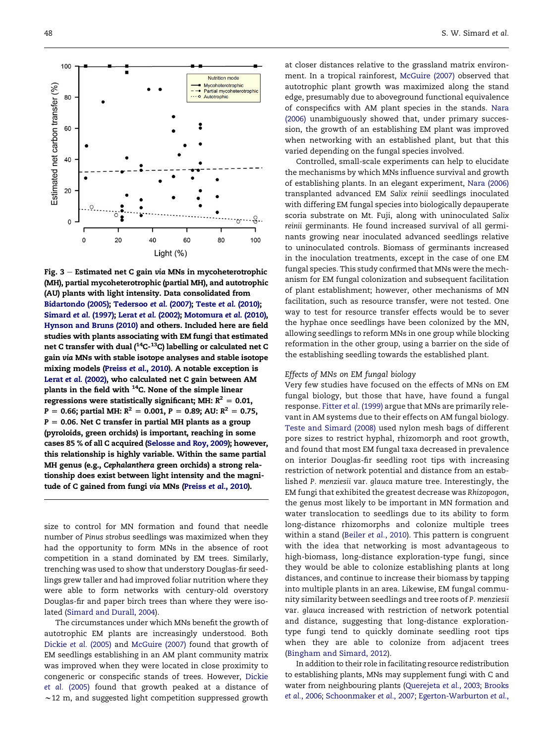**Fig. 3 – Estimated net C gain *via* MNs in mycoheterotrophic (MH), partial mycoheterotrophic (partial MH), and autotrophic (AU) plants with light intensity. Data consolidated from Bidartondo (2005); Tedersoo *et al.* (2007); Teste *et al.* (2010); Simard *et al.* (1997); Lerat *et al.* (2002); Motomura *et al.* (2010), Hynson and Bruns (2010) and others. Included here are field studies with plants associating with EM fungi that estimated net C transfer with dual ($^{14}C$-$^{13}C$) labelling or calculated net C gain *via* MNs with stable isotope analyses and stable isotope mixing models (Preiss *et al.*, 2010). A notable exception is Lerat *et al.* (2002), who calculated net C gain between AM plants in the field with $^{14}C$. None of the simple linear regressions were statistically significant; MH: $R^2 = 0.01$, $P = 0.66$; partial MH: $R^2 = 0.001$, $P = 0.89$; AU: $R^2 = 0.75$, $P = 0.06$. Net C transfer in partial MH plants as a group (pyroloids, green orchids) is important, reaching in some cases 85 % of all C acquired (Selosse and Roy, 2009); however, this relationship is highly variable. Within the same partial MH genus (e.g., *Cephalanthera* green orchids) a strong relationship does exist between light intensity and the magnitude of C gained from fungi *via* MNs (Preiss *et al.*, 2010).**

size to control for MN formation and found that needle number of *Pinus strobus* seedlings was maximized when they had the opportunity to form MNs in the absence of root competition in a stand dominated by EM trees. Similarly, trenching was used to show that understory Douglas-fir seedlings grew taller and had improved foliar nutrition where they were able to form networks with century-old overstory Douglas-fir and paper birch trees than where they were isolated (Simard and Durall, 2004).

The circumstances under which MNs benefit the growth of autotrophic EM plants are increasingly understood. Both Dickie *et al.* (2005) and McGuire (2007) found that growth of EM seedlings establishing in an AM plant community matrix was improved when they were located in close proximity to congeneric or conspecific stands of trees. However, Dickie *et al.* (2005) found that growth peaked at a distance of ~12 m, and suggested light competition suppressed growth at closer distances relative to the grassland matrix environment. In a tropical rainforest, McGuire (2007) observed that autotrophic plant growth was maximized along the stand edge, presumably due to aboveground functional equivalence of conspecifics with AM plant species in the stands. Nara (2006) unambiguously showed that, under primary succession, the growth of an establishing EM plant was improved when networking with an established plant, but that this varied depending on the fungal species involved.

Controlled, small-scale experiments can help to elucidate the mechanisms by which MNs influence survival and growth of establishing plants. In an elegant experiment, Nara (2006) transplanted advanced EM *Salix reinii* seedlings inoculated with differing EM fungal species into biologically depauperate scoria substrate on Mt. Fuji, along with uninoculated *Salix reinii* germinants. He found increased survival of all germinants growing near inoculated advanced seedlings relative to uninoculated controls. Biomass of germinants increased in the inoculation treatments, except in the case of one EM fungal species. This study confirmed that MNs were the mechanism for EM fungal colonization and subsequent facilitation of plant establishment; however, other mechanisms of MN facilitation, such as resource transfer, were not tested. One way to test for resource transfer effects would be to sever the hyphae once seedlings have been colonized by the MN, allowing seedlings to reform MNs in one group while blocking reformation in the other group, using a barrier on the side of the establishing seedling towards the established plant.

*Effects of MNs on EM fungal biology*

Very few studies have focused on the effects of MNs on EM fungal biology, but those that have, have found a fungal response. Fitter *et al.* (1999) argue that MNs are primarily relevant in AM systems due to their effects on AM fungal biology. Teste and Simard (2008) used nylon mesh bags of different pore sizes to restrict hyphal, rhizomorph and root growth, and found that most EM fungal taxa decreased in prevalence on interior Douglas-fir seedling root tips with increasing restriction of network potential and distance from an established *P. menziesii* var. *glauca* mature tree. Interestingly, the EM fungi that exhibited the greatest decrease was *Rhizopogon*, the genus most likely to be important in MN formation and water translocation to seedlings due to its ability to form long-distance rhizomorphs and colonize multiple trees within a stand (Beiler *et al.*, 2010). This pattern is congruent with the idea that networking is most advantageous to high-biomass, long-distance exploration-type fungi, since they would be able to colonize establishing plants at long distances, and continue to increase their biomass by tapping into multiple plants in an area. Likewise, EM fungal community similarity between seedlings and tree roots of *P. menziesii* var. *glauca* increased with restriction of network potential and distance, suggesting that long-distance exploration-type fungi tend to quickly dominate seedling root tips when they are able to colonize from adjacent trees (Bingham and Simard, 2012).

In addition to their role in facilitating resource redistribution to establishing plants, MNs may supplement fungi with C and water from neighbouring plants (Querejeta *et al.*, 2003; Brooks *et al.*, 2006; Schoonmaker *et al.*, 2007; Egerton-Warburton *et al.*,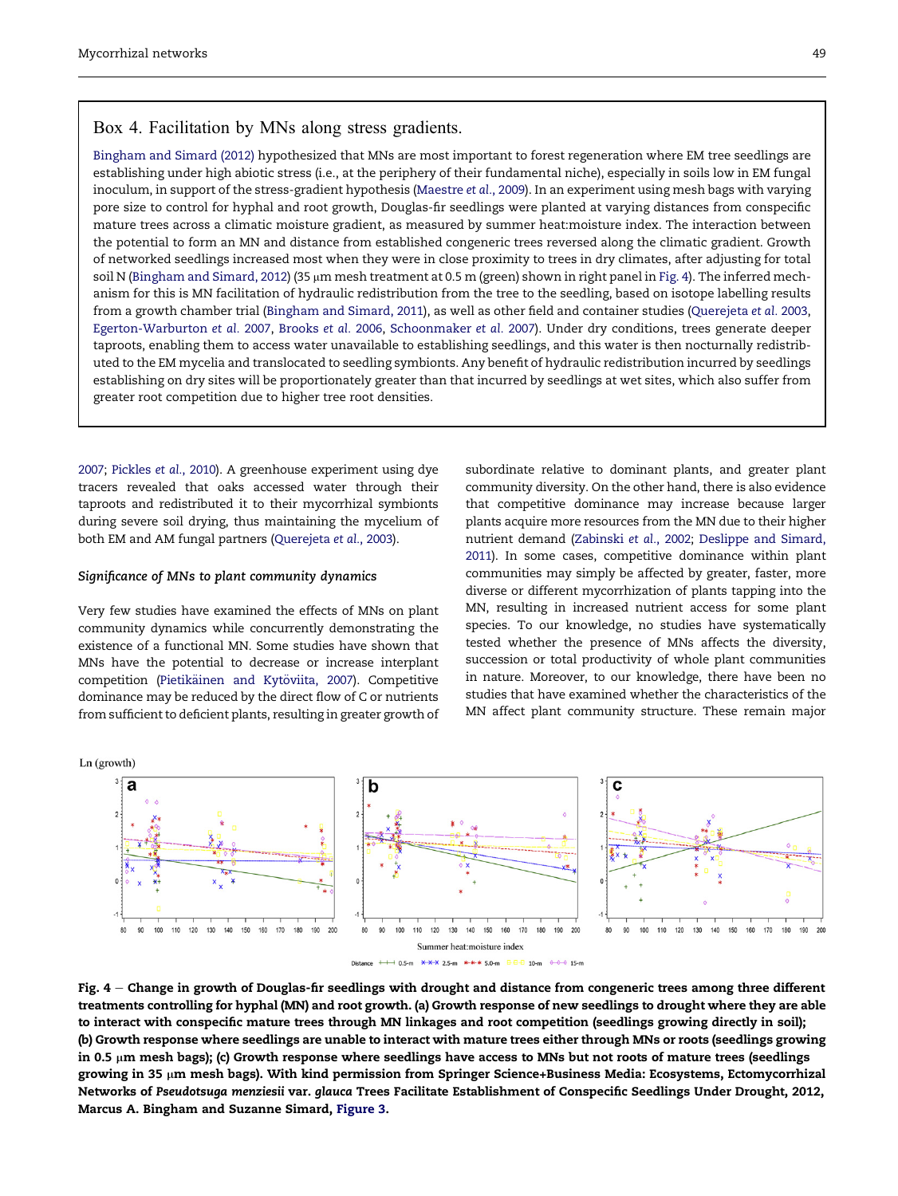## Box 4. Facilitation by MNs along stress gradients.

Bingham and Simard (2012) hypothesized that MNs are most important to forest regeneration where EM tree seedlings are establishing under high abiotic stress (i.e., at the periphery of their fundamental niche), especially in soils low in EM fungal inoculum, in support of the stress-gradient hypothesis (Maestre *et al.*, 2009). In an experiment using mesh bags with varying pore size to control for hyphal and root growth, Douglas-fir seedlings were planted at varying distances from conspecific mature trees across a climatic moisture gradient, as measured by summer heat:moisture index. The interaction between the potential to form an MN and distance from established congeneric trees reversed along the climatic gradient. Growth of networked seedlings increased most when they were in close proximity to trees in dry climates, after adjusting for total soil N (Bingham and Simard, 2012) (35 μm mesh treatment at 0.5 m (green) shown in right panel in Fig. 4). The inferred mechanism for this is MN facilitation of hydraulic redistribution from the tree to the seedling, based on isotope labelling results from a growth chamber trial (Bingham and Simard, 2011), as well as other field and container studies (Querejeta *et al.* 2003, Egerton-Warburton *et al.* 2007, Brooks *et al.* 2006, Schoonmaker *et al.* 2007). Under dry conditions, trees generate deeper taproots, enabling them to access water unavailable to establishing seedlings, and this water is then nocturnally redistributed to the EM mycelia and translocated to seedling symbionts. Any benefit of hydraulic redistribution incurred by seedlings establishing on dry sites will be proportionately greater than that incurred by seedlings at wet sites, which also suffer from greater root competition due to higher tree root densities.

2007; Pickles *et al.*, 2010). A greenhouse experiment using dye tracers revealed that oaks accessed water through their taproots and redistributed it to their mycorrhizal symbionts during severe soil drying, thus maintaining the mycelium of both EM and AM fungal partners (Querejeta *et al.*, 2003).

### *Significance of MNs to plant community dynamics*

Very few studies have examined the effects of MNs on plant community dynamics while concurrently demonstrating the existence of a functional MN. Some studies have shown that MNs have the potential to decrease or increase interplant competition (Pietikäinen and Kytöviita, 2007). Competitive dominance may be reduced by the direct flow of C or nutrients from sufficient to deficient plants, resulting in greater growth of subordinate relative to dominant plants, and greater plant community diversity. On the other hand, there is also evidence that competitive dominance may increase because larger plants acquire more resources from the MN due to their higher nutrient demand (Zabinski *et al.*, 2002; Deslippe and Simard, 2011). In some cases, competitive dominance within plant communities may simply be affected by greater, faster, more diverse or different mycorrhization of plants tapping into the MN, resulting in increased nutrient access for some plant species. To our knowledge, no studies have systematically tested whether the presence of MNs affects the diversity, succession or total productivity of whole plant communities in nature. Moreover, to our knowledge, there have been no studies that have examined whether the characteristics of the MN affect plant community structure. These remain major

**Fig. 4 – Change in growth of Douglas-fir seedlings with drought and distance from congeneric trees among three different treatments controlling for hyphal (MN) and root growth. (a) Growth response of new seedlings to drought where they are able to interact with conspecific mature trees through MN linkages and root competition (seedlings growing directly in soil); (b) Growth response where seedlings are unable to interact with mature trees either through MNs or roots (seedlings growing in 0.5 μm mesh bags); (c) Growth response where seedlings have access to MNs but not roots of mature trees (seedlings growing in 35 μm mesh bags). With kind permission from Springer Science+Business Media: Ecosystems, Ectomycorrhizal Networks of *Pseudotsuga menziesii* var. *glauca* Trees Facilitate Establishment of Conspecific Seedlings Under Drought, 2012, Marcus A. Bingham and Suzanne Simard, Figure 3.**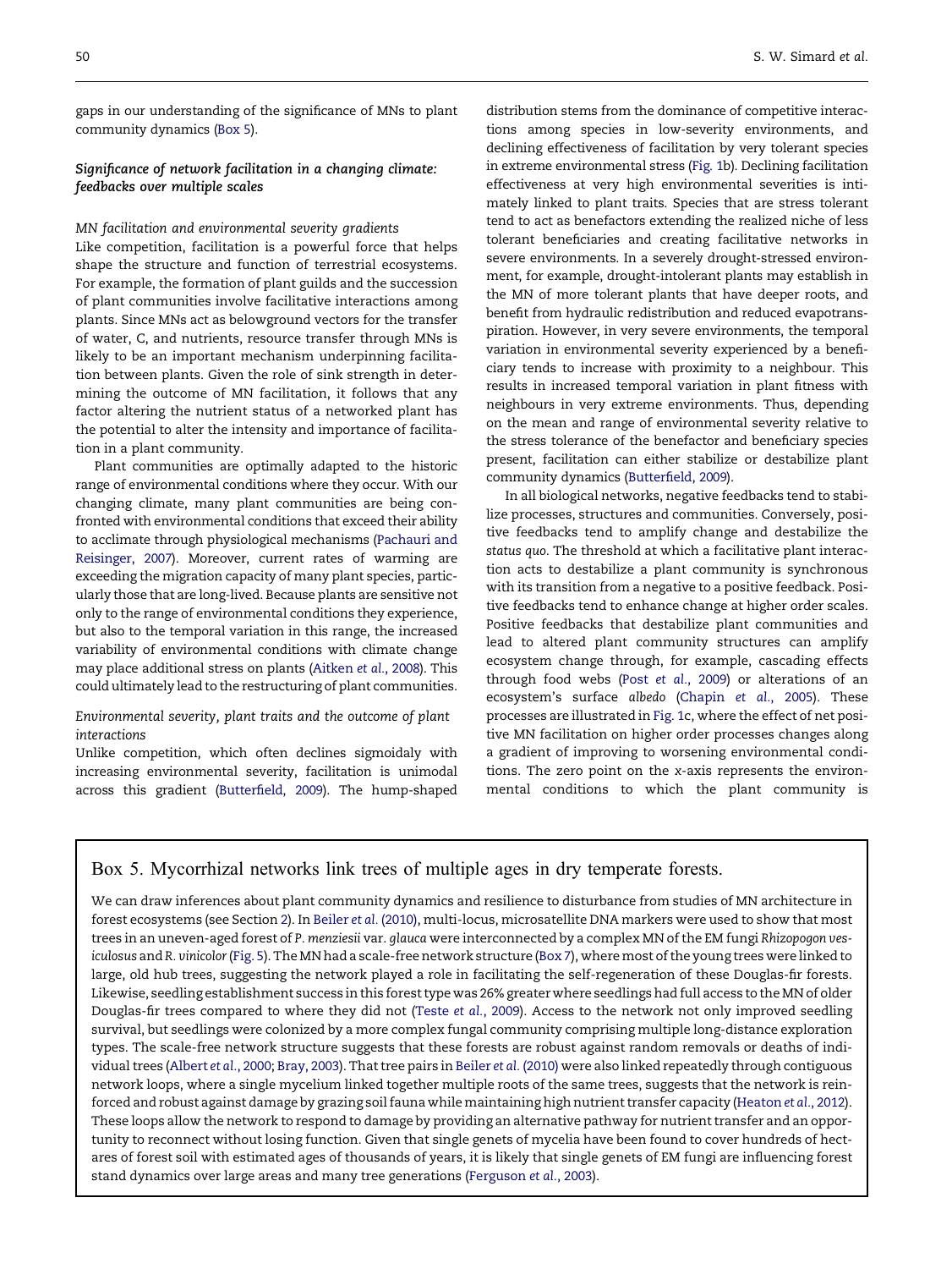gaps in our understanding of the significance of MNs to plant community dynamics (Box 5).

### *Significance of network facilitation in a changing climate: feedbacks over multiple scales*

#### *MN facilitation and environmental severity gradients*

Like competition, facilitation is a powerful force that helps shape the structure and function of terrestrial ecosystems. For example, the formation of plant guilds and the succession of plant communities involve facilitative interactions among plants. Since MNs act as belowground vectors for the transfer of water, C, and nutrients, resource transfer through MNs is likely to be an important mechanism underpinning facilitation between plants. Given the role of sink strength in determining the outcome of MN facilitation, it follows that any factor altering the nutrient status of a networked plant has the potential to alter the intensity and importance of facilitation in a plant community.

Plant communities are optimally adapted to the historic range of environmental conditions where they occur. With our changing climate, many plant communities are being confronted with environmental conditions that exceed their ability to acclimate through physiological mechanisms (Pachauri and Reisinger, 2007). Moreover, current rates of warming are exceeding the migration capacity of many plant species, particularly those that are long-lived. Because plants are sensitive not only to the range of environmental conditions they experience, but also to the temporal variation in this range, the increased variability of environmental conditions with climate change may place additional stress on plants (Aitken *et al*., 2008). This could ultimately lead to the restructuring of plant communities.

#### *Environmental severity, plant traits and the outcome of plant interactions*

Unlike competition, which often declines sigmoidaly with increasing environmental severity, facilitation is unimodal across this gradient (Butterfield, 2009). The hump-shaped distribution stems from the dominance of competitive interactions among species in low-severity environments, and declining effectiveness of facilitation by very tolerant species in extreme environmental stress (Fig. 1b). Declining facilitation effectiveness at very high environmental severities is intimately linked to plant traits. Species that are stress tolerant tend to act as benefactors extending the realized niche of less tolerant beneficiaries and creating facilitative networks in severe environments. In a severely drought-stressed environment, for example, drought-intolerant plants may establish in the MN of more tolerant plants that have deeper roots, and benefit from hydraulic redistribution and reduced evapotranspiration. However, in very severe environments, the temporal variation in environmental severity experienced by a beneficiary tends to increase with proximity to a neighbour. This results in increased temporal variation in plant fitness with neighbours in very extreme environments. Thus, depending on the mean and range of environmental severity relative to the stress tolerance of the benefactor and beneficiary species present, facilitation can either stabilize or destabilize plant community dynamics (Butterfield, 2009).

In all biological networks, negative feedbacks tend to stabilize processes, structures and communities. Conversely, positive feedbacks tend to amplify change and destabilize the *status quo*. The threshold at which a facilitative plant interaction acts to destabilize a plant community is synchronous with its transition from a negative to a positive feedback. Positive feedbacks tend to enhance change at higher order scales. Positive feedbacks that destabilize plant communities and lead to altered plant community structures can amplify ecosystem change through, for example, cascading effects through food webs (Post *et al*., 2009) or alterations of an ecosystem's surface *albedo* (Chapin *et al*., 2005). These processes are illustrated in Fig. 1c, where the effect of net positive MN facilitation on higher order processes changes along a gradient of improving to worsening environmental conditions. The zero point on the x-axis represents the environmental conditions to which the plant community is

## Box 5. Mycorrhizal networks link trees of multiple ages in dry temperate forests.

We can draw inferences about plant community dynamics and resilience to disturbance from studies of MN architecture in forest ecosystems (see Section 2). In Beiler *et al*. (2010), multi-locus, microsatellite DNA markers were used to show that most trees in an uneven-aged forest of *P. menziesii* var. *glauca* were interconnected by a complex MN of the EM fungi *Rhizopogon vesiculosus* and *R. vinicolor* (Fig. 5). The MN had a scale-free network structure (Box 7), where most of the young trees were linked to large, old hub trees, suggesting the network played a role in facilitating the self-regeneration of these Douglas-fir forests. Likewise, seedling establishment success in this forest type was 26% greater where seedlings had full access to the MN of older Douglas-fir trees compared to where they did not (Teste *et al*., 2009). Access to the network not only improved seedling survival, but seedlings were colonized by a more complex fungal community comprising multiple long-distance exploration types. The scale-free network structure suggests that these forests are robust against random removals or deaths of individual trees (Albert *et al*., 2000; Bray, 2003). That tree pairs in Beiler *et al*. (2010) were also linked repeatedly through contiguous network loops, where a single mycelium linked together multiple roots of the same trees, suggests that the network is reinforced and robust against damage by grazing soil fauna while maintaining high nutrient transfer capacity (Heaton *et al*., 2012). These loops allow the network to respond to damage by providing an alternative pathway for nutrient transfer and an opportunity to reconnect without losing function. Given that single genets of mycelia have been found to cover hundreds of hectares of forest soil with estimated ages of thousands of years, it is likely that single genets of EM fungi are influencing forest stand dynamics over large areas and many tree generations (Ferguson *et al*., 2003).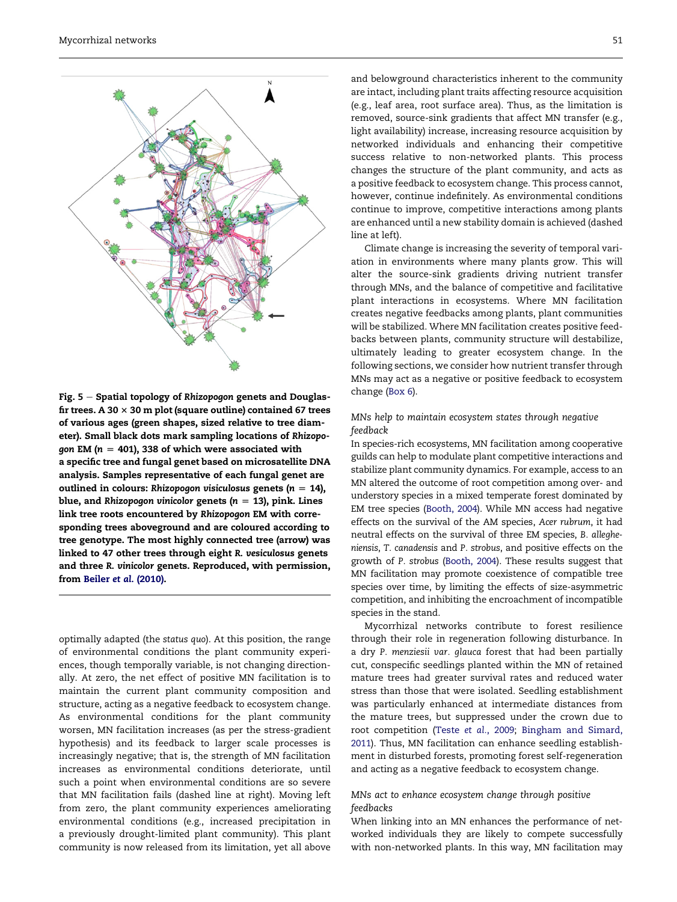Fig. 5 — Spatial topology of *Rhizopogon* genets and Douglas-fir trees. A 30 × 30 m plot (square outline) contained 67 trees of various ages (green shapes, sized relative to tree diameter). Small black dots mark sampling locations of *Rhizopogon* EM ($n = 401$), 338 of which were associated with a specific tree and fungal genet based on microsatellite DNA analysis. Samples representative of each fungal genet are outlined in colours: *Rhizopogon visiculosus* genets ($n = 14$), blue, and *Rhizopogon vinicolor* genets ($n = 13$), pink. Lines link tree roots encountered by *Rhizopogon* EM with corresponding trees aboveground and are coloured according to tree genotype. The most highly connected tree (arrow) was linked to 47 other trees through eight *R. vesiculosus* genets and three *R. vinicolor* genets. Reproduced, with permission, from Beiler et al. (2010).

optimally adapted (the *status quo*). At this position, the range of environmental conditions the plant community experiences, though temporally variable, is not changing directionally. At zero, the net effect of positive MN facilitation is to maintain the current plant community composition and structure, acting as a negative feedback to ecosystem change. As environmental conditions for the plant community worsen, MN facilitation increases (as per the stress-gradient hypothesis) and its feedback to larger scale processes is increasingly negative; that is, the strength of MN facilitation increases as environmental conditions deteriorate, until such a point when environmental conditions are so severe that MN facilitation fails (dashed line at right). Moving left from zero, the plant community experiences ameliorating environmental conditions (e.g., increased precipitation in a previously drought-limited plant community). This plant community is now released from its limitation, yet all above and belowground characteristics inherent to the community are intact, including plant traits affecting resource acquisition (e.g., leaf area, root surface area). Thus, as the limitation is removed, source-sink gradients that affect MN transfer (e.g., light availability) increase, increasing resource acquisition by networked individuals and enhancing their competitive success relative to non-networked plants. This process changes the structure of the plant community, and acts as a positive feedback to ecosystem change. This process cannot, however, continue indefinitely. As environmental conditions continue to improve, competitive interactions among plants are enhanced until a new stability domain is achieved (dashed line at left).

Climate change is increasing the severity of temporal variation in environments where many plants grow. This will alter the source-sink gradients driving nutrient transfer through MNs, and the balance of competitive and facilitative plant interactions in ecosystems. Where MN facilitation creates negative feedbacks among plants, plant communities will be stabilized. Where MN facilitation creates positive feedbacks between plants, community structure will destabilize, ultimately leading to greater ecosystem change. In the following sections, we consider how nutrient transfer through MNs may act as a negative or positive feedback to ecosystem change (Box 6).

### *MNs help to maintain ecosystem states through negative feedback*

In species-rich ecosystems, MN facilitation among cooperative guilds can help to modulate plant competitive interactions and stabilize plant community dynamics. For example, access to an MN altered the outcome of root competition among over- and understory species in a mixed temperate forest dominated by EM tree species (Booth, 2004). While MN access had negative effects on the survival of the AM species, *Acer rubrum*, it had neutral effects on the survival of three EM species, *B. alleghe-niensis*, *T. canadensis* and *P. strobus*, and positive effects on the growth of *P. strobus* (Booth, 2004). These results suggest that MN facilitation may promote coexistence of compatible tree species over time, by limiting the effects of size-asymmetric competition, and inhibiting the encroachment of incompatible species in the stand.

Mycorrhizal networks contribute to forest resilience through their role in regeneration following disturbance. In a dry *P. menziesii var. glauca* forest that had been partially cut, conspecific seedlings planted within the MN of retained mature trees had greater survival rates and reduced water stress than those that were isolated. Seedling establishment was particularly enhanced at intermediate distances from the mature trees, but suppressed under the crown due to root competition (Teste et al., 2009; Bingham and Simard, 2011). Thus, MN facilitation can enhance seedling establishment in disturbed forests, promoting forest self-regeneration and acting as a negative feedback to ecosystem change.

### *MNs act to enhance ecosystem change through positive feedbacks*

When linking into an MN enhances the performance of networked individuals they are likely to compete successfully with non-networked plants. In this way, MN facilitation may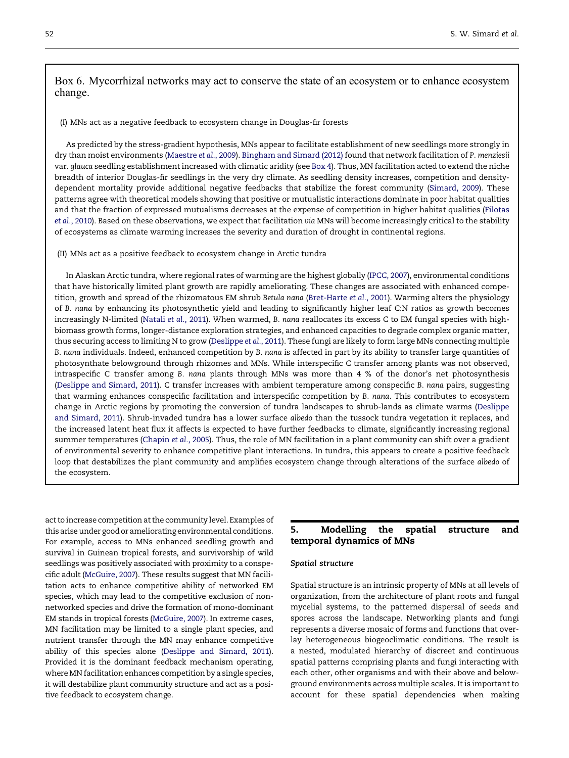## Box 6. Mycorrhizal networks may act to conserve the state of an ecosystem or to enhance ecosystem change.

(I) MNs act as a negative feedback to ecosystem change in Douglas-fir forests

As predicted by the stress-gradient hypothesis, MNs appear to facilitate establishment of new seedlings more strongly in dry than moist environments (Maestre *et al.*, 2009). Bingham and Simard (2012) found that network facilitation of *P. menziesii* var. *glauca* seedling establishment increased with climatic aridity (see Box 4). Thus, MN facilitation acted to extend the niche breadth of interior Douglas-fir seedlings in the very dry climate. As seedling density increases, competition and density-dependent mortality provide additional negative feedbacks that stabilize the forest community (Simard, 2009). These patterns agree with theoretical models showing that positive or mutualistic interactions dominate in poor habitat qualities and that the fraction of expressed mutualisms decreases at the expense of competition in higher habitat qualities (Filotas *et al.*, 2010). Based on these observations, we expect that facilitation *via* MNs will become increasingly critical to the stability of ecosystems as climate warming increases the severity and duration of drought in continental regions.

(II) MNs act as a positive feedback to ecosystem change in Arctic tundra

In Alaskan Arctic tundra, where regional rates of warming are the highest globally (IPCC, 2007), environmental conditions that have historically limited plant growth are rapidly ameliorating. These changes are associated with enhanced competition, growth and spread of the rhizomatous EM shrub *Betula nana* (Bret-Harte *et al.*, 2001). Warming alters the physiology of *B. nana* by enhancing its photosynthetic yield and leading to significantly higher leaf C:N ratios as growth becomes increasingly N-limited (Natali *et al.*, 2011). When warmed, *B. nana* reallocates its excess C to EM fungal species with high-biomass growth forms, longer-distance exploration strategies, and enhanced capacities to degrade complex organic matter, thus securing access to limiting N to grow (Deslippe *et al.*, 2011). These fungi are likely to form large MNs connecting multiple *B. nana* individuals. Indeed, enhanced competition by *B. nana* is affected in part by its ability to transfer large quantities of photosynthate belowground through rhizomes and MNs. While interspecific C transfer among plants was not observed, intraspecific C transfer among *B. nana* plants through MNs was more than 4 % of the donor's net photosynthesis (Deslippe and Simard, 2011). C transfer increases with ambient temperature among conspecific *B. nana* pairs, suggesting that warming enhances conspecific facilitation and interspecific competition by *B. nana*. This contributes to ecosystem change in Arctic regions by promoting the conversion of tundra landscapes to shrub-lands as climate warms (Deslippe and Simard, 2011). Shrub-invaded tundra has a lower surface *albedo* than the tussock tundra vegetation it replaces, and the increased latent heat flux it affects is expected to have further feedbacks to climate, significantly increasing regional summer temperatures (Chapin *et al.*, 2005). Thus, the role of MN facilitation in a plant community can shift over a gradient of environmental severity to enhance competitive plant interactions. In tundra, this appears to create a positive feedback loop that destabilizes the plant community and amplifies ecosystem change through alterations of the surface *albedo* of the ecosystem.

act to increase competition at the community level. Examples of this arise under good or ameliorating environmental conditions. For example, access to MNs enhanced seedling growth and survival in Guinean tropical forests, and survivorship of wild seedlings was positively associated with proximity to a conspecific adult (McGuire, 2007). These results suggest that MN facilitation acts to enhance competitive ability of networked EM species, which may lead to the competitive exclusion of non-networked species and drive the formation of mono-dominant EM stands in tropical forests (McGuire, 2007). In extreme cases, MN facilitation may be limited to a single plant species, and nutrient transfer through the MN may enhance competitive ability of this species alone (Deslippe and Simard, 2011). Provided it is the dominant feedback mechanism operating, where MN facilitation enhances competition by a single species, it will destabilize plant community structure and act as a positive feedback to ecosystem change.

## 5. Modelling the spatial structure and temporal dynamics of MNs

### Spatial structure

Spatial structure is an intrinsic property of MNs at all levels of organization, from the architecture of plant roots and fungal mycelial systems, to the patterned dispersal of seeds and spores across the landscape. Networking plants and fungi represents a diverse mosaic of forms and functions that overlay heterogeneous biogeoclimatic conditions. The result is a nested, modulated hierarchy of discreet and continuous spatial patterns comprising plants and fungi interacting with each other, other organisms and with their above and belowground environments across multiple scales. It is important to account for these spatial dependencies when making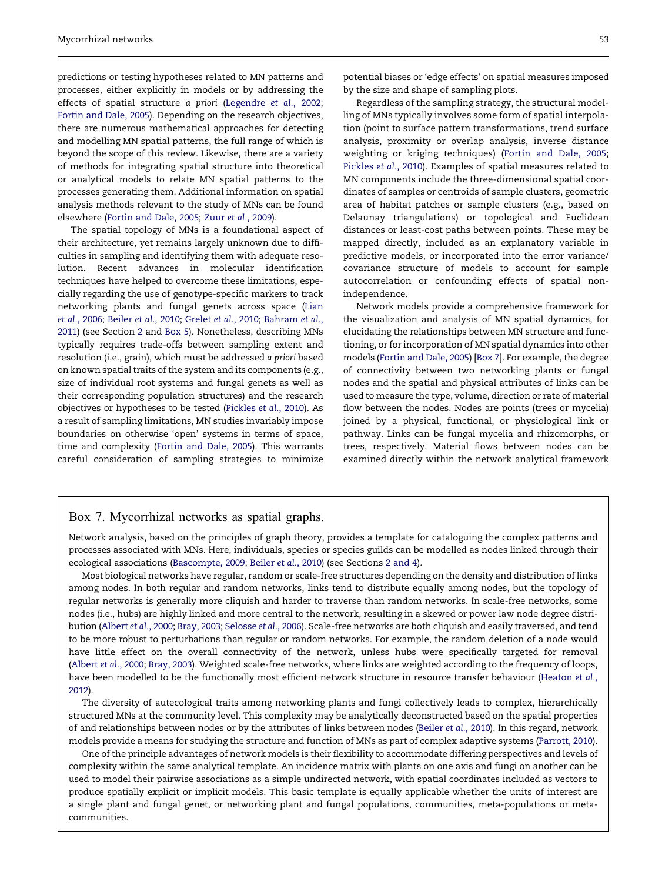predictions or testing hypotheses related to MN patterns and processes, either explicitly in models or by addressing the effects of spatial structure *a priori* (Legendre *et al.*, 2002; Fortin and Dale, 2005). Depending on the research objectives, there are numerous mathematical approaches for detecting and modelling MN spatial patterns, the full range of which is beyond the scope of this review. Likewise, there are a variety of methods for integrating spatial structure into theoretical or analytical models to relate MN spatial patterns to the processes generating them. Additional information on spatial analysis methods relevant to the study of MNs can be found elsewhere (Fortin and Dale, 2005; Zuur *et al.*, 2009).

The spatial topology of MNs is a foundational aspect of their architecture, yet remains largely unknown due to difficulties in sampling and identifying them with adequate resolution. Recent advances in molecular identification techniques have helped to overcome these limitations, especially regarding the use of genotype-specific markers to track networking plants and fungal genets across space (Lian *et al.*, 2006; Beiler *et al.*, 2010; Grelet *et al.*, 2010; Bahram *et al.*, 2011) (see Section 2 and Box 5). Nonetheless, describing MNs typically requires trade-offs between sampling extent and resolution (i.e., grain), which must be addressed *a priori* based on known spatial traits of the system and its components (e.g., size of individual root systems and fungal genets as well as their corresponding population structures) and the research objectives or hypotheses to be tested (Pickles *et al.*, 2010). As a result of sampling limitations, MN studies invariably impose boundaries on otherwise 'open' systems in terms of space, time and complexity (Fortin and Dale, 2005). This warrants careful consideration of sampling strategies to minimize potential biases or 'edge effects' on spatial measures imposed by the size and shape of sampling plots.

Regardless of the sampling strategy, the structural modelling of MNs typically involves some form of spatial interpolation (point to surface pattern transformations, trend surface analysis, proximity or overlap analysis, inverse distance weighting or kriging techniques) (Fortin and Dale, 2005; Pickles *et al.*, 2010). Examples of spatial measures related to MN components include the three-dimensional spatial coordinates of samples or centroids of sample clusters, geometric area of habitat patches or sample clusters (e.g., based on Delaunay triangulations) or topological and Euclidean distances or least-cost paths between points. These may be mapped directly, included as an explanatory variable in predictive models, or incorporated into the error variance/covariance structure of models to account for sample autocorrelation or confounding effects of spatial non-independence.

Network models provide a comprehensive framework for the visualization and analysis of MN spatial dynamics, for elucidating the relationships between MN structure and functioning, or for incorporation of MN spatial dynamics into other models (Fortin and Dale, 2005) [Box 7]. For example, the degree of connectivity between two networking plants or fungal nodes and the spatial and physical attributes of links can be used to measure the type, volume, direction or rate of material flow between the nodes. Nodes are points (trees or mycelia) joined by a physical, functional, or physiological link or pathway. Links can be fungal mycelia and rhizomorphs, or trees, respectively. Material flows between nodes can be examined directly within the network analytical framework

## Box 7. Mycorrhizal networks as spatial graphs.

Network analysis, based on the principles of graph theory, provides a template for cataloguing the complex patterns and processes associated with MNs. Here, individuals, species or species guilds can be modelled as nodes linked through their ecological associations (Bascompte, 2009; Beiler *et al.*, 2010) (see Sections 2 and 4).

Most biological networks have regular, random or scale-free structures depending on the density and distribution of links among nodes. In both regular and random networks, links tend to distribute equally among nodes, but the topology of regular networks is generally more cliquish and harder to traverse than random networks. In scale-free networks, some nodes (i.e., hubs) are highly linked and more central to the network, resulting in a skewed or power law node degree distribution (Albert *et al.*, 2000; Bray, 2003; Selosse *et al.*, 2006). Scale-free networks are both cliquish and easily traversed, and tend to be more robust to perturbations than regular or random networks. For example, the random deletion of a node would have little effect on the overall connectivity of the network, unless hubs were specifically targeted for removal (Albert *et al.*, 2000; Bray, 2003). Weighted scale-free networks, where links are weighted according to the frequency of loops, have been modelled to be the functionally most efficient network structure in resource transfer behaviour (Heaton *et al.*, 2012).

The diversity of autecological traits among networking plants and fungi collectively leads to complex, hierarchically structured MNs at the community level. This complexity may be analytically deconstructed based on the spatial properties of and relationships between nodes or by the attributes of links between nodes (Beiler *et al.*, 2010). In this regard, network models provide a means for studying the structure and function of MNs as part of complex adaptive systems (Parrott, 2010).

One of the principle advantages of network models is their flexibility to accommodate differing perspectives and levels of complexity within the same analytical template. An incidence matrix with plants on one axis and fungi on another can be used to model their pairwise associations as a simple undirected network, with spatial coordinates included as vectors to produce spatially explicit or implicit models. This basic template is equally applicable whether the units of interest are a single plant and fungal genet, or networking plant and fungal populations, communities, meta-populations or meta-communities.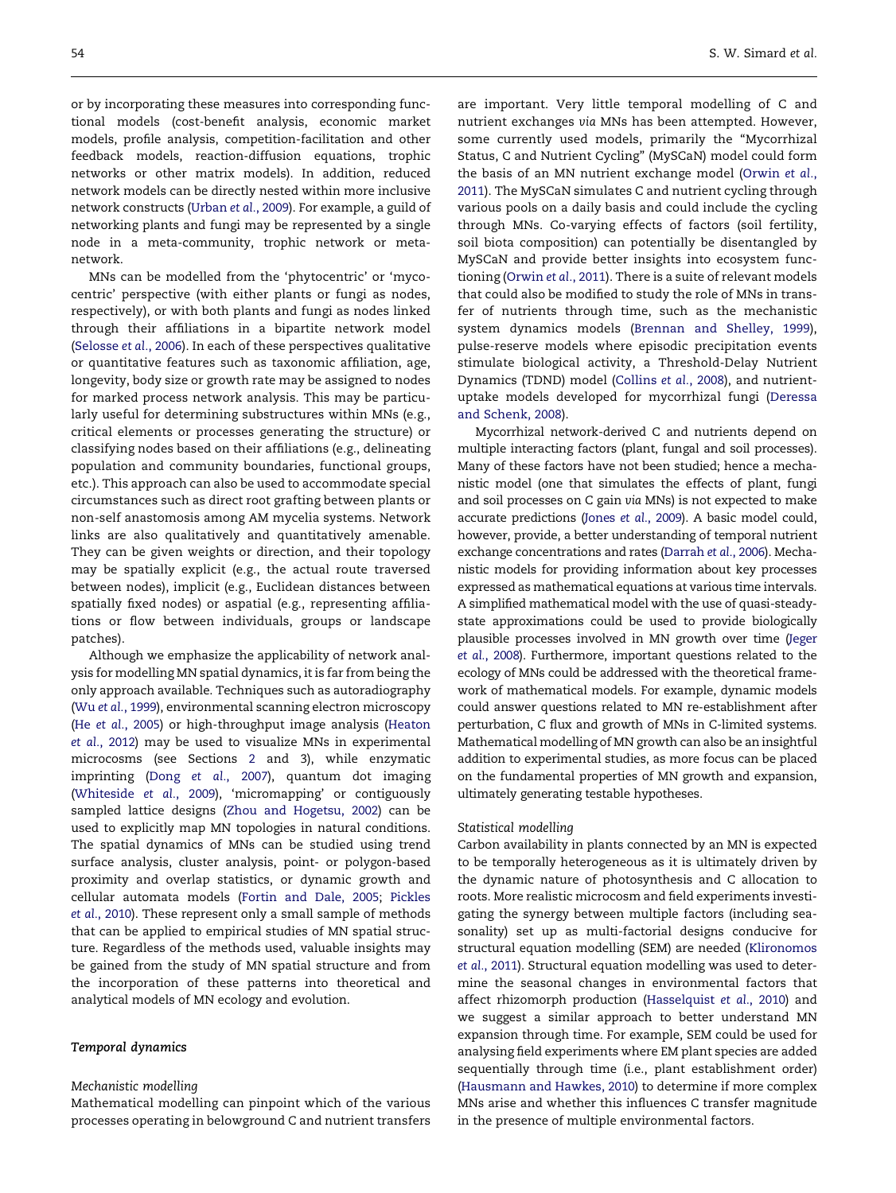or by incorporating these measures into corresponding functional models (cost-benefit analysis, economic market models, profile analysis, competition-facilitation and other feedback models, reaction-diffusion equations, trophic networks or other matrix models). In addition, reduced network models can be directly nested within more inclusive network constructs (Urban *et al.*, 2009). For example, a guild of networking plants and fungi may be represented by a single node in a meta-community, trophic network or meta-network.

MNs can be modelled from the 'phytocentric' or 'mycocentric' perspective (with either plants or fungi as nodes, respectively), or with both plants and fungi as nodes linked through their affiliations in a bipartite network model (Selosse *et al.*, 2006). In each of these perspectives qualitative or quantitative features such as taxonomic affiliation, age, longevity, body size or growth rate may be assigned to nodes for marked process network analysis. This may be particularly useful for determining substructures within MNs (e.g., critical elements or processes generating the structure) or classifying nodes based on their affiliations (e.g., delineating population and community boundaries, functional groups, etc.). This approach can also be used to accommodate special circumstances such as direct root grafting between plants or non-self anastomosis among AM mycelia systems. Network links are also qualitatively and quantitatively amenable. They can be given weights or direction, and their topology may be spatially explicit (e.g., the actual route traversed between nodes), implicit (e.g., Euclidean distances between spatially fixed nodes) or aspatial (e.g., representing affiliations or flow between individuals, groups or landscape patches).

Although we emphasize the applicability of network analysis for modelling MN spatial dynamics, it is far from being the only approach available. Techniques such as autoradiography (Wu *et al.*, 1999), environmental scanning electron microscopy (He *et al.*, 2005) or high-throughput image analysis (Heaton *et al.*, 2012) may be used to visualize MNs in experimental microcosms (see Sections 2 and 3), while enzymatic imprinting (Dong *et al.*, 2007), quantum dot imaging (Whiteside *et al.*, 2009), 'micromapping' or contiguously sampled lattice designs (Zhou and Hogetsu, 2002) can be used to explicitly map MN topologies in natural conditions. The spatial dynamics of MNs can be studied using trend surface analysis, cluster analysis, point- or polygon-based proximity and overlap statistics, or dynamic growth and cellular automata models (Fortin and Dale, 2005; Pickles *et al.*, 2010). These represent only a small sample of methods that can be applied to empirical studies of MN spatial structure. Regardless of the methods used, valuable insights may be gained from the study of MN spatial structure and from the incorporation of these patterns into theoretical and analytical models of MN ecology and evolution.

### *Temporal dynamics*

#### *Mechanistic modelling*

Mathematical modelling can pinpoint which of the various processes operating in belowground C and nutrient transfers are important. Very little temporal modelling of C and nutrient exchanges *via* MNs has been attempted. However, some currently used models, primarily the "Mycorrhizal Status, C and Nutrient Cycling" (MySCaN) model could form the basis of an MN nutrient exchange model (Orwin *et al.*, 2011). The MySCaN simulates C and nutrient cycling through various pools on a daily basis and could include the cycling through MNs. Co-varying effects of factors (soil fertility, soil biota composition) can potentially be disentangled by MySCaN and provide better insights into ecosystem functioning (Orwin *et al.*, 2011). There is a suite of relevant models that could also be modified to study the role of MNs in transfer of nutrients through time, such as the mechanistic system dynamics models (Brennan and Shelley, 1999), pulse-reserve models where episodic precipitation events stimulate biological activity, a Threshold-Delay Nutrient Dynamics (TDND) model (Collins *et al.*, 2008), and nutrient-uptake models developed for mycorrhizal fungi (Deressa and Schenk, 2008).

Mycorrhizal network-derived C and nutrients depend on multiple interacting factors (plant, fungal and soil processes). Many of these factors have not been studied; hence a mechanistic model (one that simulates the effects of plant, fungi and soil processes on C gain *via* MNs) is not expected to make accurate predictions (Jones *et al.*, 2009). A basic model could, however, provide, a better understanding of temporal nutrient exchange concentrations and rates (Darrah *et al.*, 2006). Mechanistic models for providing information about key processes expressed as mathematical equations at various time intervals. A simplified mathematical model with the use of quasi-steady-state approximations could be used to provide biologically plausible processes involved in MN growth over time (Jeger *et al.*, 2008). Furthermore, important questions related to the ecology of MNs could be addressed with the theoretical framework of mathematical models. For example, dynamic models could answer questions related to MN re-establishment after perturbation, C flux and growth of MNs in C-limited systems. Mathematical modelling of MN growth can also be an insightful addition to experimental studies, as more focus can be placed on the fundamental properties of MN growth and expansion, ultimately generating testable hypotheses.

#### *Statistical modelling*

Carbon availability in plants connected by an MN is expected to be temporally heterogeneous as it is ultimately driven by the dynamic nature of photosynthesis and C allocation to roots. More realistic microcosm and field experiments investigating the synergy between multiple factors (including seasonality) set up as multi-factorial designs conducive for structural equation modelling (SEM) are needed (Klironomos *et al.*, 2011). Structural equation modelling was used to determine the seasonal changes in environmental factors that affect rhizomorph production (Hasselquist *et al.*, 2010) and we suggest a similar approach to better understand MN expansion through time. For example, SEM could be used for analysing field experiments where EM plant species are added sequentially through time (i.e., plant establishment order) (Hausmann and Hawkes, 2010) to determine if more complex MNs arise and whether this influences C transfer magnitude in the presence of multiple environmental factors.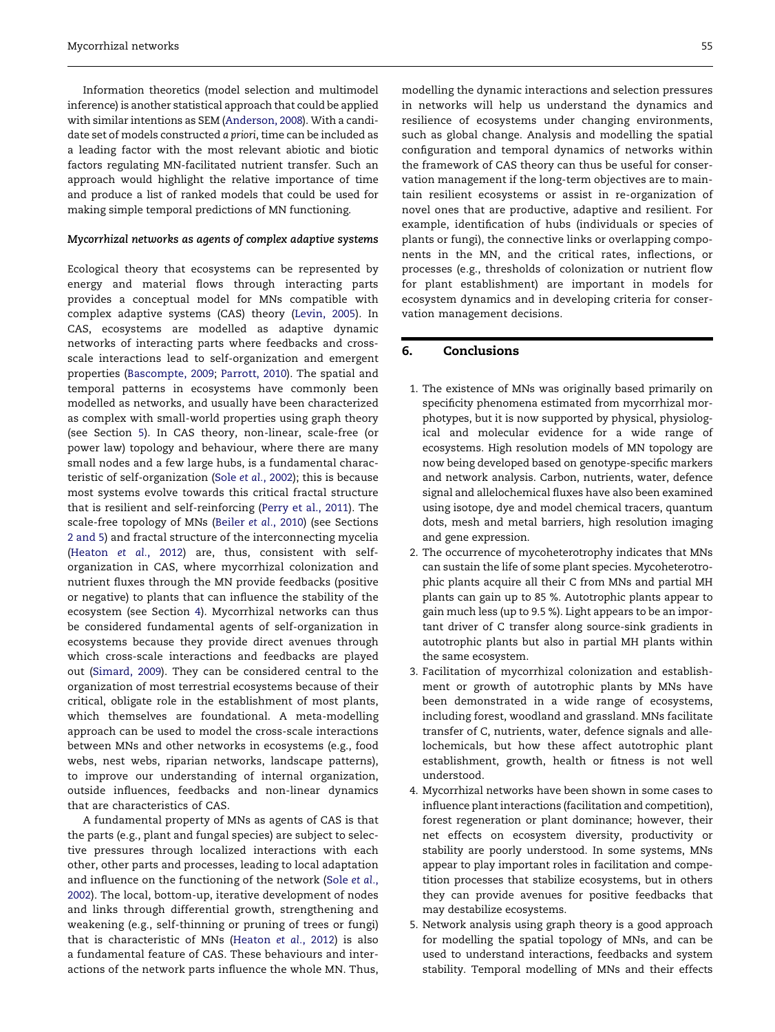Information theoretics (model selection and multimodel inference) is another statistical approach that could be applied with similar intentions as SEM (Anderson, 2008). With a candidate set of models constructed *a priori*, time can be included as a leading factor with the most relevant abiotic and biotic factors regulating MN-facilitated nutrient transfer. Such an approach would highlight the relative importance of time and produce a list of ranked models that could be used for making simple temporal predictions of MN functioning.

### *Mycorrhizal networks as agents of complex adaptive systems*

Ecological theory that ecosystems can be represented by energy and material flows through interacting parts provides a conceptual model for MNs compatible with complex adaptive systems (CAS) theory (Levin, 2005). In CAS, ecosystems are modelled as adaptive dynamic networks of interacting parts where feedbacks and cross-scale interactions lead to self-organization and emergent properties (Bascompte, 2009; Parrott, 2010). The spatial and temporal patterns in ecosystems have commonly been modelled as networks, and usually have been characterized as complex with small-world properties using graph theory (see Section 5). In CAS theory, non-linear, scale-free (or power law) topology and behaviour, where there are many small nodes and a few large hubs, is a fundamental characteristic of self-organization (Sole *et al.*, 2002); this is because most systems evolve towards this critical fractal structure that is resilient and self-reinforcing (Perry et al., 2011). The scale-free topology of MNs (Beiler *et al.*, 2010) (see Sections 2 and 5) and fractal structure of the interconnecting mycelia (Heaton *et al.*, 2012) are, thus, consistent with self-organization in CAS, where mycorrhizal colonization and nutrient fluxes through the MN provide feedbacks (positive or negative) to plants that can influence the stability of the ecosystem (see Section 4). Mycorrhizal networks can thus be considered fundamental agents of self-organization in ecosystems because they provide direct avenues through which cross-scale interactions and feedbacks are played out (Simard, 2009). They can be considered central to the organization of most terrestrial ecosystems because of their critical, obligate role in the establishment of most plants, which themselves are foundational. A meta-modelling approach can be used to model the cross-scale interactions between MNs and other networks in ecosystems (e.g., food webs, nest webs, riparian networks, landscape patterns), to improve our understanding of internal organization, outside influences, feedbacks and non-linear dynamics that are characteristics of CAS.

A fundamental property of MNs as agents of CAS is that the parts (e.g., plant and fungal species) are subject to selective pressures through localized interactions with each other, other parts and processes, leading to local adaptation and influence on the functioning of the network (Sole *et al.*, 2002). The local, bottom-up, iterative development of nodes and links through differential growth, strengthening and weakening (e.g., self-thinning or pruning of trees or fungi) that is characteristic of MNs (Heaton *et al.*, 2012) is also a fundamental feature of CAS. These behaviours and interactions of the network parts influence the whole MN. Thus, modelling the dynamic interactions and selection pressures in networks will help us understand the dynamics and resilience of ecosystems under changing environments, such as global change. Analysis and modelling the spatial configuration and temporal dynamics of networks within the framework of CAS theory can thus be useful for conservation management if the long-term objectives are to maintain resilient ecosystems or assist in re-organization of novel ones that are productive, adaptive and resilient. For example, identification of hubs (individuals or species of plants or fungi), the connective links or overlapping components in the MN, and the critical rates, inflections, or processes (e.g., thresholds of colonization or nutrient flow for plant establishment) are important in models for ecosystem dynamics and in developing criteria for conservation management decisions.

## 6. Conclusions

1. The existence of MNs was originally based primarily on specificity phenomena estimated from mycorrhizal morphotypes, but it is now supported by physical, physiological and molecular evidence for a wide range of ecosystems. High resolution models of MN topology are now being developed based on genotype-specific markers and network analysis. Carbon, nutrients, water, defence signal and allelochemical fluxes have also been examined using isotope, dye and model chemical tracers, quantum dots, mesh and metal barriers, high resolution imaging and gene expression.
2. The occurrence of mycoheterotrophy indicates that MNs can sustain the life of some plant species. Mycoheterotrophic plants acquire all their C from MNs and partial MH plants can gain up to 85 %. Autotrophic plants appear to gain much less (up to 9.5 %). Light appears to be an important driver of C transfer along source-sink gradients in autotrophic plants but also in partial MH plants within the same ecosystem.
3. Facilitation of mycorrhizal colonization and establishment or growth of autotrophic plants by MNs have been demonstrated in a wide range of ecosystems, including forest, woodland and grassland. MNs facilitate transfer of C, nutrients, water, defence signals and allelochemicals, but how these affect autotrophic plant establishment, growth, health or fitness is not well understood.
4. Mycorrhizal networks have been shown in some cases to influence plant interactions (facilitation and competition), forest regeneration or plant dominance; however, their net effects on ecosystem diversity, productivity or stability are poorly understood. In some systems, MNs appear to play important roles in facilitation and competition processes that stabilize ecosystems, but in others they can provide avenues for positive feedbacks that may destabilize ecosystems.
5. Network analysis using graph theory is a good approach for modelling the spatial topology of MNs, and can be used to understand interactions, feedbacks and system stability. Temporal modelling of MNs and their effects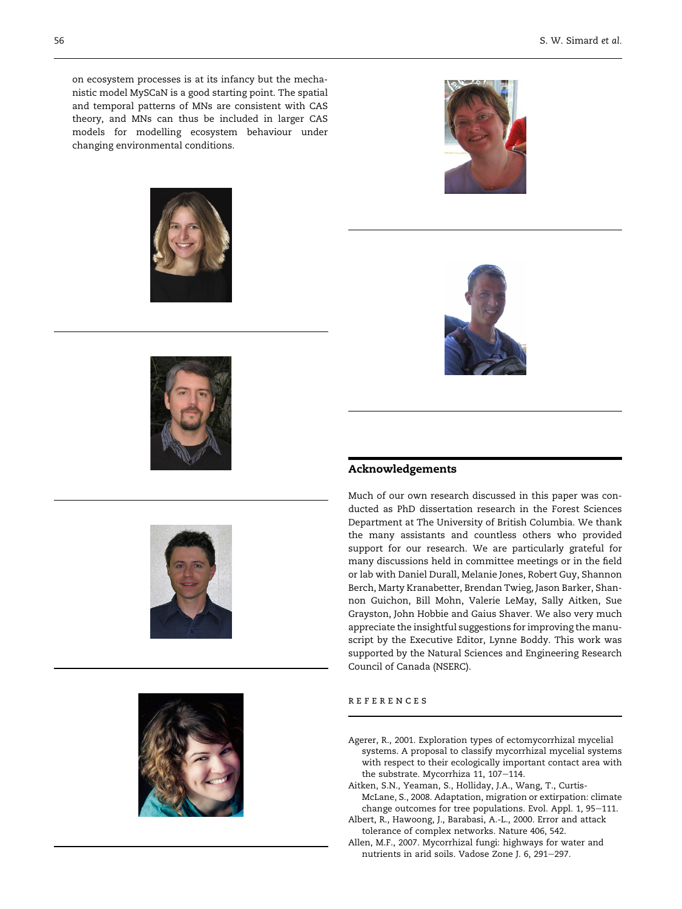on ecosystem processes is at its infancy but the mechanistic model MySCaN is a good starting point. The spatial and temporal patterns of MNs are consistent with CAS theory, and MNs can thus be included in larger CAS models for modelling ecosystem behaviour under changing environmental conditions.

## Acknowledgements

Much of our own research discussed in this paper was conducted as PhD dissertation research in the Forest Sciences Department at The University of British Columbia. We thank the many assistants and countless others who provided support for our research. We are particularly grateful for many discussions held in committee meetings or in the field or lab with Daniel Durall, Melanie Jones, Robert Guy, Shannon Berch, Marty Kranabetter, Brendan Twieg, Jason Barker, Shannon Guichon, Bill Mohn, Valerie LeMay, Sally Aitken, Sue Grayston, John Hobbie and Gaius Shaver. We also very much appreciate the insightful suggestions for improving the manuscript by the Executive Editor, Lynne Boddy. This work was supported by the Natural Sciences and Engineering Research Council of Canada (NSERC).

## REFERENCES

Agerer, R., 2001. Exploration types of ectomycorrhizal mycelial systems. A proposal to classify mycorrhizal mycelial systems with respect to their ecologically important contact area with the substrate. Mycorrhiza 11, 107–114.

Aitken, S.N., Yeaman, S., Holliday, J.A., Wang, T., Curtis-McLane, S., 2008. Adaptation, migration or extirpation: climate change outcomes for tree populations. Evol. Appl. 1, 95–111.

Albert, R., Hawoong, J., Barabasi, A.-L., 2000. Error and attack tolerance of complex networks. Nature 406, 542.

Allen, M.F., 2007. Mycorrhizal fungi: highways for water and nutrients in arid soils. Vadose Zone J. 6, 291–297.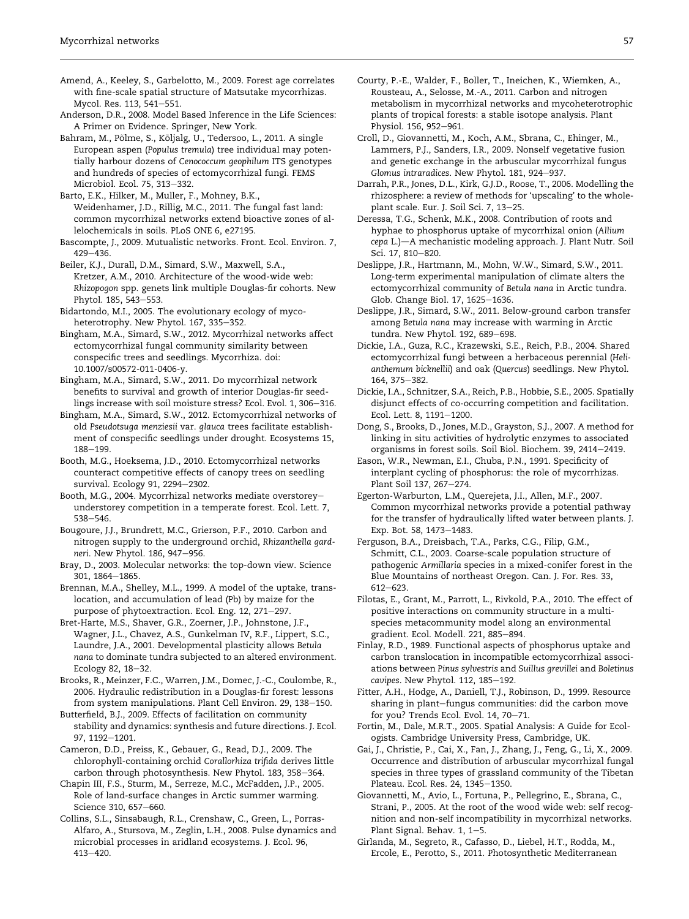Amend, A., Keeley, S., Garbelotto, M., 2009. Forest age correlates with fine-scale spatial structure of Matsutake mycorrhizas. Mycol. Res. 113, 541–551.

Anderson, D.R., 2008. Model Based Inference in the Life Sciences: A Primer on Evidence. Springer, New York.

Bahram, M., Põlme, S., Kõljalg, U., Tedersoo, L., 2011. A single European aspen (*Populus tremula*) tree individual may potentially harbour dozens of *Cenococcum geophilum* ITS genotypes and hundreds of species of ectomycorrhizal fungi. FEMS Microbiol. Ecol. 75, 313–332.

Barto, E.K., Hilker, M., Muller, F., Mohney, B.K., Weidenhamer, J.D., Rillig, M.C., 2011. The fungal fast land: common mycorrhizal networks extend bioactive zones of allelochemicals in soils. PLoS ONE 6, e27195.

Bascompte, J., 2009. Mutualistic networks. Front. Ecol. Environ. 7, 429–436.

Beiler, K.J., Durall, D.M., Simard, S.W., Maxwell, S.A., Kretzer, A.M., 2010. Architecture of the wood-wide web: *Rhizopogon* spp. genets link multiple Douglas-fir cohorts. New Phytol. 185, 543–553.

Bidartondo, M.I., 2005. The evolutionary ecology of mycoheterotrophy. New Phytol. 167, 335–352.

Bingham, M.A., Simard, S.W., 2012. Mycorrhizal networks affect ectomycorrhizal fungal community similarity between conspecific trees and seedlings. Mycorrhiza. doi: 10.1007/s00572-011-0406-y.

Bingham, M.A., Simard, S.W., 2011. Do mycorrhizal network benefits to survival and growth of interior Douglas-fir seedlings increase with soil moisture stress? Ecol. Evol. 1, 306–316.

Bingham, M.A., Simard, S.W., 2012. Ectomycorrhizal networks of old *Pseudotsuga menziesii* var. *glauca* trees facilitate establishment of conspecific seedlings under drought. Ecosystems 15, 188–199.

Booth, M.G., Hoeksema, J.D., 2010. Ectomycorrhizal networks counteract competitive effects of canopy trees on seedling survival. Ecology 91, 2294–2302.

Booth, M.G., 2004. Mycorrhizal networks mediate overstorey–understorey competition in a temperate forest. Ecol. Lett. 7, 538–546.

Bougoure, J.J., Brundrett, M.C., Grierson, P.F., 2010. Carbon and nitrogen supply to the underground orchid, *Rhizanthella gardneri*. New Phytol. 186, 947–956.

Bray, D., 2003. Molecular networks: the top-down view. Science 301, 1864–1865.

Brennan, M.A., Shelley, M.L., 1999. A model of the uptake, translocation, and accumulation of lead (Pb) by maize for the purpose of phytoextraction. Ecol. Eng. 12, 271–297.

Bret-Harte, M.S., Shaver, G.R., Zoerner, J.P., Johnstone, J.F., Wagner, J.L., Chavez, A.S., Gunkelman IV, R.F., Lippert, S.C., Laundre, J.A., 2001. Developmental plasticity allows *Betula nana* to dominate tundra subjected to an altered environment. Ecology 82, 18–32.

Brooks, R., Meinzer, F.C., Warren, J.M., Domec, J.-C., Coulombe, R., 2006. Hydraulic redistribution in a Douglas-fir forest: lessons from system manipulations. Plant Cell Environ. 29, 138–150.

Butterfield, B.J., 2009. Effects of facilitation on community stability and dynamics: synthesis and future directions. J. Ecol. 97, 1192–1201.

Cameron, D.D., Preiss, K., Gebauer, G., Read, D.J., 2009. The chlorophyll-containing orchid *Corallorhiza trifida* derives little carbon through photosynthesis. New Phytol. 183, 358–364.

Chapin III, F.S., Sturm, M., Serreze, M.C., McFadden, J.P., 2005. Role of land-surface changes in Arctic summer warming. Science 310, 657–660.

Collins, S.L., Sinsabaugh, R.L., Crenshaw, C., Green, L., Porras-Alfaro, A., Stursova, M., Zeglin, L.H., 2008. Pulse dynamics and microbial processes in aridland ecosystems. J. Ecol. 96, 413–420.

Courty, P.-E., Walder, F., Boller, T., Ineichen, K., Wiemken, A., Rousteau, A., Selosse, M.-A., 2011. Carbon and nitrogen metabolism in mycorrhizal networks and mycoheterotrophic plants of tropical forests: a stable isotope analysis. Plant Physiol. 156, 952–961.

Croll, D., Giovannetti, M., Koch, A.M., Sbrana, C., Ehinger, M., Lammers, P.J., Sanders, I.R., 2009. Nonself vegetative fusion and genetic exchange in the arbuscular mycorrhizal fungus *Glomus intraradices*. New Phytol. 181, 924–937.

Darrah, P.R., Jones, D.L., Kirk, G.J.D., Roose, T., 2006. Modelling the rhizosphere: a review of methods for 'upscaling' to the whole-plant scale. Eur. J. Soil Sci. 7, 13–25.

Deressa, T.G., Schenk, M.K., 2008. Contribution of roots and hyphae to phosphorus uptake of mycorrhizal onion (*Allium cepa* L.)—A mechanistic modeling approach. J. Plant Nutr. Soil Sci. 17, 810–820.

Deslippe, J.R., Hartmann, M., Mohn, W.W., Simard, S.W., 2011. Long-term experimental manipulation of climate alters the ectomycorrhizal community of *Betula nana* in Arctic tundra. Glob. Change Biol. 17, 1625–1636.

Deslippe, J.R., Simard, S.W., 2011. Below-ground carbon transfer among *Betula nana* may increase with warming in Arctic tundra. New Phytol. 192, 689–698.

Dickie, I.A., Guza, R.C., Krazewski, S.E., Reich, P.B., 2004. Shared ectomycorrhizal fungi between a herbaceous perennial (*Helianthemum bicknellii*) and oak (*Quercus*) seedlings. New Phytol. 164, 375–382.

Dickie, I.A., Schnitzer, S.A., Reich, P.B., Hobbie, S.E., 2005. Spatially disjunct effects of co-occurring competition and facilitation. Ecol. Lett. 8, 1191–1200.

Dong, S., Brooks, D., Jones, M.D., Grayston, S.J., 2007. A method for linking in situ activities of hydrolytic enzymes to associated organisms in forest soils. Soil Biol. Biochem. 39, 2414–2419.

Eason, W.R., Newman, E.I., Chuba, P.N., 1991. Specificity of interplant cycling of phosphorus: the role of mycorrhizas. Plant Soil 137, 267–274.

Egerton-Warburton, L.M., Querejeta, J.I., Allen, M.F., 2007. Common mycorrhizal networks provide a potential pathway for the transfer of hydraulically lifted water between plants. J. Exp. Bot. 58, 1473–1483.

Ferguson, B.A., Dreisbach, T.A., Parks, C.G., Filip, G.M., Schmitt, C.L., 2003. Coarse-scale population structure of pathogenic *Armillaria* species in a mixed-conifer forest in the Blue Mountains of northeast Oregon. Can. J. For. Res. 33, 612–623.

Filotas, E., Grant, M., Parrott, L., Rivkold, P.A., 2010. The effect of positive interactions on community structure in a multi-species metacommunity model along an environmental gradient. Ecol. Modell. 221, 885–894.

Finlay, R.D., 1989. Functional aspects of phosphorus uptake and carbon translocation in incompatible ectomycorrhizal associations between *Pinus sylvestris* and *Suillus grevillei* and *Boletinus cavipes*. New Phytol. 112, 185–192.

Fitter, A.H., Hodge, A., Daniell, T.J., Robinson, D., 1999. Resource sharing in plant–fungus communities: did the carbon move for you? Trends Ecol. Evol. 14, 70–71.

Fortin, M., Dale, M.R.T., 2005. Spatial Analysis: A Guide for Ecologists. Cambridge University Press, Cambridge, UK.

Gai, J., Christie, P., Cai, X., Fan, J., Zhang, J., Feng, G., Li, X., 2009. Occurrence and distribution of arbuscular mycorrhizal fungal species in three types of grassland community of the Tibetan Plateau. Ecol. Res. 24, 1345–1350.

Giovannetti, M., Avio, L., Fortuna, P., Pellegrino, E., Sbrana, C., Strani, P., 2005. At the root of the wood wide web: self recognition and non-self incompatibility in mycorrhizal networks. Plant Signal. Behav. 1, 1–5.

Girlanda, M., Segreto, R., Cafasso, D., Liebel, H.T., Rodda, M., Ercole, E., Perotto, S., 2011. Photosynthetic Mediterranean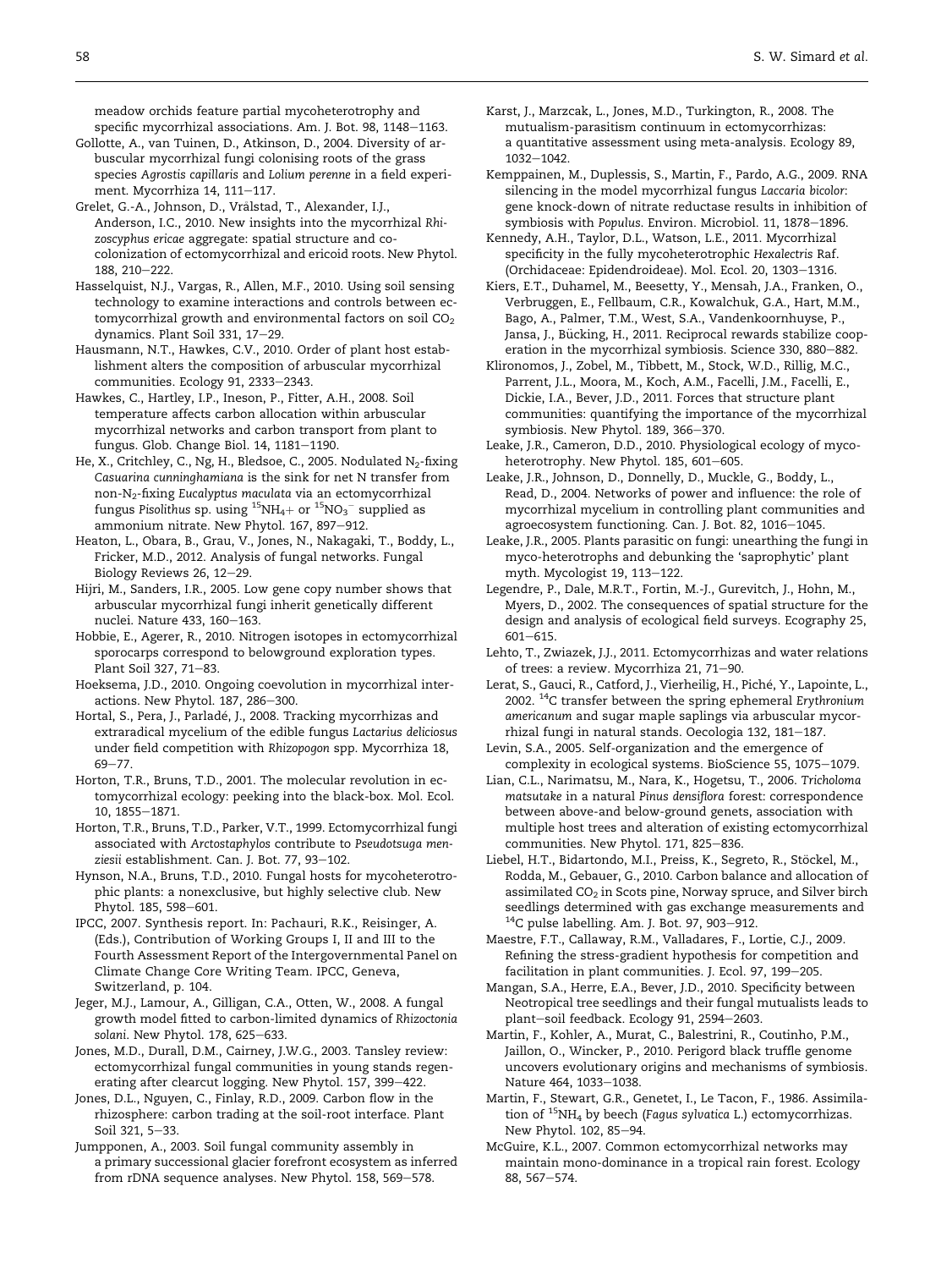meadow orchids feature partial mycoheterotrophy and specific mycorrhizal associations. Am. J. Bot. 98, 1148–1163.

Gollotte, A., van Tuinen, D., Atkinson, D., 2004. Diversity of arbuscular mycorrhizal fungi colonising roots of the grass species *Agrostis capillaris* and *Lolium perenne* in a field experiment. Mycorrhiza 14, 111–117.

Grelet, G.-A., Johnson, D., Vrålstad, T., Alexander, I.J., Anderson, I.C., 2010. New insights into the mycorrhizal *Rhizoscyphus ericae* aggregate: spatial structure and co-colonization of ectomycorrhizal and ericoid roots. New Phytol. 188, 210–222.

Hasselquist, N.J., Vargas, R., Allen, M.F., 2010. Using soil sensing technology to examine interactions and controls between ectomycorrhizal growth and environmental factors on soil $CO_2$ dynamics. Plant Soil 331, 17–29.

Hausmann, N.T., Hawkes, C.V., 2010. Order of plant host establishment alters the composition of arbuscular mycorrhizal communities. Ecology 91, 2333–2343.

Hawkes, C., Hartley, I.P., Ineson, P., Fitter, A.H., 2008. Soil temperature affects carbon allocation within arbuscular mycorrhizal networks and carbon transport from plant to fungus. Glob. Change Biol. 14, 1181–1190.

He, X., Critchley, C., Ng, H., Bledsoe, C., 2005. Nodulated $N_2$-fixing *Casuarina cunninghamiana* is the sink for net N transfer from non-$N_2$-fixing *Eucalyptus maculata* via an ectomycorrhizal fungus *Pisolithus* sp. using $^{15}NH_4+$ or $^{15}NO_3^-$ supplied as ammonium nitrate. New Phytol. 167, 897–912.

Heaton, L., Obara, B., Grau, V., Jones, N., Nakagaki, T., Boddy, L., Fricker, M.D., 2012. Analysis of fungal networks. Fungal Biology Reviews 26, 12–29.

Hijri, M., Sanders, I.R., 2005. Low gene copy number shows that arbuscular mycorrhizal fungi inherit genetically different nuclei. Nature 433, 160–163.

Hobbie, E., Agerer, R., 2010. Nitrogen isotopes in ectomycorrhizal sporocarps correspond to belowground exploration types. Plant Soil 327, 71–83.

Hoeksema, J.D., 2010. Ongoing coevolution in mycorrhizal interactions. New Phytol. 187, 286–300.

Hortal, S., Pera, J., Parladé, J., 2008. Tracking mycorrhizas and extraradical mycelium of the edible fungus *Lactarius deliciosus* under field competition with *Rhizopogon* spp. Mycorrhiza 18, 69–77.

Horton, T.R., Bruns, T.D., 2001. The molecular revolution in ectomycorrhizal ecology: peeking into the black-box. Mol. Ecol. 10, 1855–1871.

Horton, T.R., Bruns, T.D., Parker, V.T., 1999. Ectomycorrhizal fungi associated with *Arctostaphylos* contribute to *Pseudotsuga menziesii* establishment. Can. J. Bot. 77, 93–102.

Hynson, N.A., Bruns, T.D., 2010. Fungal hosts for mycoheterotrophic plants: a nonexclusive, but highly selective club. New Phytol. 185, 598–601.

IPCC, 2007. Synthesis report. In: Pachauri, R.K., Reisinger, A. (Eds.), Contribution of Working Groups I, II and III to the Fourth Assessment Report of the Intergovernmental Panel on Climate Change Core Writing Team. IPCC, Geneva, Switzerland, p. 104.

Jeger, M.J., Lamour, A., Gilligan, C.A., Otten, W., 2008. A fungal growth model fitted to carbon-limited dynamics of *Rhizoctonia solani*. New Phytol. 178, 625–633.

Jones, M.D., Durall, D.M., Cairney, J.W.G., 2003. Tansley review: ectomycorrhizal fungal communities in young stands regenerating after clearcut logging. New Phytol. 157, 399–422.

Jones, D.L., Nguyen, C., Finlay, R.D., 2009. Carbon flow in the rhizosphere: carbon trading at the soil-root interface. Plant Soil 321, 5–33.

Jumpponen, A., 2003. Soil fungal community assembly in a primary successional glacier forefront ecosystem as inferred from rDNA sequence analyses. New Phytol. 158, 569–578.

Karst, J., Marzcak, L., Jones, M.D., Turkington, R., 2008. The mutualism-parasitism continuum in ectomycorrhizas: a quantitative assessment using meta-analysis. Ecology 89, 1032–1042.

Kemppainen, M., Duplessis, S., Martin, F., Pardo, A.G., 2009. RNA silencing in the model mycorrhizal fungus *Laccaria bicolor*: gene knock-down of nitrate reductase results in inhibition of symbiosis with *Populus*. Environ. Microbiol. 11, 1878–1896.

Kennedy, A.H., Taylor, D.L., Watson, L.E., 2011. Mycorrhizal specificity in the fully mycoheterotrophic *Hexalectris* Raf. (Orchidaceae: Epidendroideae). Mol. Ecol. 20, 1303–1316.

Kiers, E.T., Duhamel, M., Beesetty, Y., Mensah, J.A., Franken, O., Verbruggen, E., Fellbaum, C.R., Kowalchuk, G.A., Hart, M.M., Bago, A., Palmer, T.M., West, S.A., Vandenkoornhuyse, P., Jansa, J., Bücking, H., 2011. Reciprocal rewards stabilize cooperation in the mycorrhizal symbiosis. Science 330, 880–882.

Klironomos, J., Zobel, M., Tibbett, M., Stock, W.D., Rillig, M.C., Parrent, J.L., Moora, M., Koch, A.M., Facelli, J.M., Facelli, E., Dickie, I.A., Bever, J.D., 2011. Forces that structure plant communities: quantifying the importance of the mycorrhizal symbiosis. New Phytol. 189, 366–370.

Leake, J.R., Cameron, D.D., 2010. Physiological ecology of mycoheterotrophy. New Phytol. 185, 601–605.

Leake, J.R., Johnson, D., Donnelly, D., Muckle, G., Boddy, L., Read, D., 2004. Networks of power and influence: the role of mycorrhizal mycelium in controlling plant communities and agroecosystem functioning. Can. J. Bot. 82, 1016–1045.

Leake, J.R., 2005. Plants parasitic on fungi: unearthing the fungi in myco-heterotrophs and debunking the 'saprophytic' plant myth. Mycologist 19, 113–122.

Legendre, P., Dale, M.R.T., Fortin, M.-J., Gurevitch, J., Hohn, M., Myers, D., 2002. The consequences of spatial structure for the design and analysis of ecological field surveys. Ecography 25, 601–615.

Lehto, T., Zwiazek, J.J., 2011. Ectomycorrhizas and water relations of trees: a review. Mycorrhiza 21, 71–90.

Lerat, S., Gauci, R., Catford, J., Vierheilig, H., Piché, Y., Lapointe, L., 2002. $^{14}C$ transfer between the spring ephemeral *Erythronium americanum* and sugar maple saplings via arbuscular mycorrhizal fungi in natural stands. Oecologia 132, 181–187.

Levin, S.A., 2005. Self-organization and the emergence of complexity in ecological systems. BioScience 55, 1075–1079.

Lian, C.L., Narimatsu, M., Nara, K., Hogetsu, T., 2006. *Tricholoma matsutake* in a natural *Pinus densiflora* forest: correspondence between above-and below-ground genets, association with multiple host trees and alteration of existing ectomycorrhizal communities. New Phytol. 171, 825–836.

Liebel, H.T., Bidartondo, M.I., Preiss, K., Segreto, R., Stöckel, M., Rodda, M., Gebauer, G., 2010. Carbon balance and allocation of assimilated $CO_2$ in Scots pine, Norway spruce, and Silver birch seedlings determined with gas exchange measurements and $^{14}C$ pulse labelling. Am. J. Bot. 97, 903–912.

Maestre, F.T., Callaway, R.M., Valladares, F., Lortie, C.J., 2009. Refining the stress-gradient hypothesis for competition and facilitation in plant communities. J. Ecol. 97, 199–205.

Mangan, S.A., Herre, E.A., Bever, J.D., 2010. Specificity between Neotropical tree seedlings and their fungal mutualists leads to plant–soil feedback. Ecology 91, 2594–2603.

Martin, F., Kohler, A., Murat, C., Balestrini, R., Coutinho, P.M., Jaillon, O., Wincker, P., 2010. Perigord black truffle genome uncovers evolutionary origins and mechanisms of symbiosis. Nature 464, 1033–1038.

Martin, F., Stewart, G.R., Genetet, I., Le Tacon, F., 1986. Assimilation of $^{15}NH_4$ by beech (*Fagus sylvatica* L.) ectomycorrhizas. New Phytol. 102, 85–94.

McGuire, K.L., 2007. Common ectomycorrhizal networks may maintain mono-dominance in a tropical rain forest. Ecology 88, 567–574.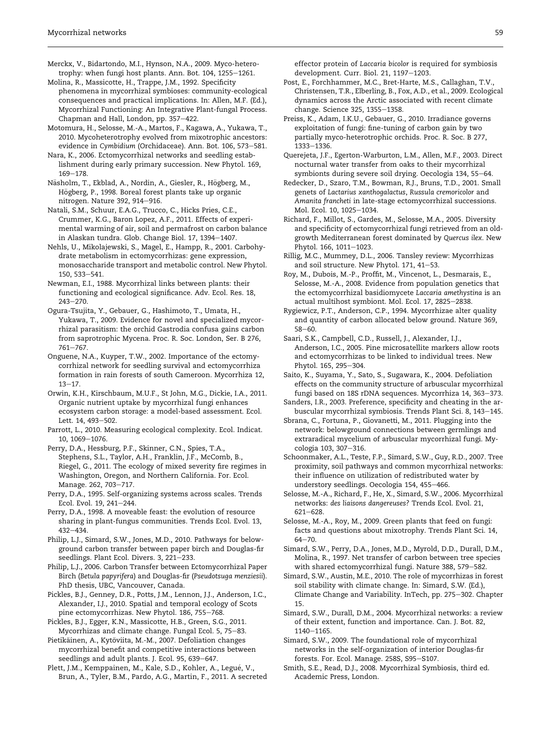Merckx, V., Bidartondo, M.I., Hynson, N.A., 2009. Myco-heterotrophy: when fungi host plants. Ann. Bot. 104, 1255–1261.

Molina, R., Massicotte, H., Trappe, J.M., 1992. Specificity phenomena in mycorrhizal symbioses: community-ecological consequences and practical implications. In: Allen, M.F. (Ed.), Mycorrhizal Functioning: An Integrative Plant-fungal Process. Chapman and Hall, London, pp. 357–422.

Motomura, H., Selosse, M.-A., Martos, F., Kagawa, A., Yukawa, T., 2010. Mycoheterotrophy evolved from mixotrophic ancestors: evidence in *Cymbidium* (Orchidaceae). Ann. Bot. 106, 573–581.

Nara, K., 2006. Ectomycorrhizal networks and seedling establishment during early primary succession. New Phytol. 169, 169–178.

Näsholm, T., Ekblad, A., Nordin, A., Giesler, R., Högberg, M., Högberg, P., 1998. Boreal forest plants take up organic nitrogen. Nature 392, 914–916.

Natali, S.M., Schuur, E.A.G., Trucco, C., Hicks Pries, C.E., Crummer, K.G., Baron Lopez, A.F., 2011. Effects of experimental warming of air, soil and permafrost on carbon balance in Alaskan tundra. Glob. Change Biol. 17, 1394–1407.

Nehls, U., Mikolajewski, S., Magel, E., Hampp, R., 2001. Carbohydrate metabolism in ectomycorrhizas: gene expression, monosaccharide transport and metabolic control. New Phytol. 150, 533–541.

Newman, E.I., 1988. Mycorrhizal links between plants: their functioning and ecological significance. Adv. Ecol. Res. 18, 243–270.

Ogura-Tsujita, Y., Gebauer, G., Hashimoto, T., Umata, H., Yukawa, T., 2009. Evidence for novel and specialized mycorrhizal parasitism: the orchid Gastrodia confusa gains carbon from saprotrophic Mycena. Proc. R. Soc. London, Ser. B 276, 761–767.

Onguene, N.A., Kuyper, T.W., 2002. Importance of the ectomycorrhizal network for seedling survival and ectomycorrhiza formation in rain forests of south Cameroon. Mycorrhiza 12, 13–17.

Orwin, K.H., Kirschbaum, M.U.F., St John, M.G., Dickie, I.A., 2011. Organic nutrient uptake by mycorrhizal fungi enhances ecosystem carbon storage: a model-based assessment. Ecol. Lett. 14, 493–502.

Parrott, L., 2010. Measuring ecological complexity. Ecol. Indicat. 10, 1069–1076.

Perry, D.A., Hessburg, P.F., Skinner, C.N., Spies, T.A., Stephens, S.L., Taylor, A.H., Franklin, J.F., McComb, B., Riegel, G., 2011. The ecology of mixed severity fire regimes in Washington, Oregon, and Northern California. For. Ecol. Manage. 262, 703–717.

Perry, D.A., 1995. Self-organizing systems across scales. Trends Ecol. Evol. 19, 241–244.

Perry, D.A., 1998. A moveable feast: the evolution of resource sharing in plant-fungus communities. Trends Ecol. Evol. 13, 432–434.

Philip, L.J., Simard, S.W., Jones, M.D., 2010. Pathways for belowground carbon transfer between paper birch and Douglas-fir seedlings. Plant Ecol. Divers. 3, 221–233.

Philip, L.J., 2006. Carbon Transfer between Ectomycorrhizal Paper Birch (*Betula papyrifera*) and Douglas-fir (*Pseudotsuga menziesii*). PhD thesis, UBC, Vancouver, Canada.

Pickles, B.J., Genney, D.R., Potts, J.M., Lennon, J.J., Anderson, I.C., Alexander, I.J., 2010. Spatial and temporal ecology of Scots pine ectomycorrhizas. New Phytol. 186, 755–768.

Pickles, B.J., Egger, K.N., Massicotte, H.B., Green, S.G., 2011. Mycorrhizas and climate change. Fungal Ecol. 5, 75–83.

Pietikäinen, A., Kytöviita, M.-M., 2007. Defoliation changes mycorrhizal benefit and competitive interactions between seedlings and adult plants. J. Ecol. 95, 639–647.

Plett, J.M., Kemppainen, M., Kale, S.D., Kohler, A., Legué, V., Brun, A., Tyler, B.M., Pardo, A.G., Martin, F., 2011. A secreted effector protein of *Laccaria bicolor* is required for symbiosis development. Curr. Biol. 21, 1197–1203.

Post, E., Forchhammer, M.C., Bret-Harte, M.S., Callaghan, T.V., Christensen, T.R., Elberling, B., Fox, A.D., et al., 2009. Ecological dynamics across the Arctic associated with recent climate change. Science 325, 1355–1358.

Preiss, K., Adam, I.K.U., Gebauer, G., 2010. Irradiance governs exploitation of fungi: fine-tuning of carbon gain by two partially myco-heterotrophic orchids. Proc. R. Soc. B 277, 1333–1336.

Querejeta, J.F., Egerton-Warburton, L.M., Allen, M.F., 2003. Direct nocturnal water transfer from oaks to their mycorrhizal symbionts during severe soil drying. Oecologia 134, 55–64.

Redecker, D., Szaro, T.M., Bowman, R.J., Bruns, T.D., 2001. Small genets of *Lactarius xanthogalactus*, *Russula cremoricolor* and *Amanita francheti* in late-stage ectomycorrhizal successions. Mol. Ecol. 10, 1025–1034.

Richard, F., Millot, S., Gardes, M., Selosse, M.A., 2005. Diversity and specificity of ectomycorrhizal fungi retrieved from an old-growth Mediterranean forest dominated by *Quercus ilex*. New Phytol. 166, 1011–1023.

Rillig, M.C., Mummey, D.L., 2006. Tansley review: Mycorrhizas and soil structure. New Phytol. 171, 41–53.

Roy, M., Dubois, M.-P., Proffit, M., Vincenot, L., Desmarais, E., Selosse, M.-A., 2008. Evidence from population genetics that the ectomycorrhizal basidiomycete *Laccaria amethystina* is an actual multihost symbiont. Mol. Ecol. 17, 2825–2838.

Rygiewicz, P.T., Anderson, C.P., 1994. Mycorrhizae alter quality and quantity of carbon allocated below ground. Nature 369, 58–60.

Saari, S.K., Campbell, C.D., Russell, J., Alexander, I.J., Anderson, I.C., 2005. Pine microsatellite markers allow roots and ectomycorrhizas to be linked to individual trees. New Phytol. 165, 295–304.

Saito, K., Suyama, Y., Sato, S., Sugawara, K., 2004. Defoliation effects on the community structure of arbuscular mycorrhizal fungi based on 18S rDNA sequences. Mycorrhiza 14, 363–373.

Sanders, I.R., 2003. Preference, specificity and cheating in the arbuscular mycorrhizal symbiosis. Trends Plant Sci. 8, 143–145.

Sbrana, C., Fortuna, P., Giovanetti, M., 2011. Plugging into the network: belowground connections between germlings and extraradical mycelium of arbuscular mycorrhizal fungi. Mycologia 103, 307–316.

Schoonmaker, A.L., Teste, F.P., Simard, S.W., Guy, R.D., 2007. Tree proximity, soil pathways and common mycorrhizal networks: their influence on utilization of redistributed water by understory seedlings. Oecologia 154, 455–466.

Selosse, M.-A., Richard, F., He, X., Simard, S.W., 2006. Mycorrhizal networks: *des liaisons dangereuses?* Trends Ecol. Evol. 21, 621–628.

Selosse, M.-A., Roy, M., 2009. Green plants that feed on fungi: facts and questions about mixotrophy. Trends Plant Sci. 14, 64–70.

Simard, S.W., Perry, D.A., Jones, M.D., Myrold, D.D., Durall, D.M., Molina, R., 1997. Net transfer of carbon between tree species with shared ectomycorrhizal fungi. Nature 388, 579–582.

Simard, S.W., Austin, M.E., 2010. The role of mycorrhizas in forest soil stability with climate change. In: Simard, S.W. (Ed.), Climate Change and Variability. InTech, pp. 275–302. Chapter 15.

Simard, S.W., Durall, D.M., 2004. Mycorrhizal networks: a review of their extent, function and importance. Can. J. Bot. 82, 1140–1165.

Simard, S.W., 2009. The foundational role of mycorrhizal networks in the self-organization of interior Douglas-fir forests. For. Ecol. Manage. 258S, S95–S107.

Smith, S.E., Read, D.J., 2008. Mycorrhizal Symbiosis, third ed. Academic Press, London.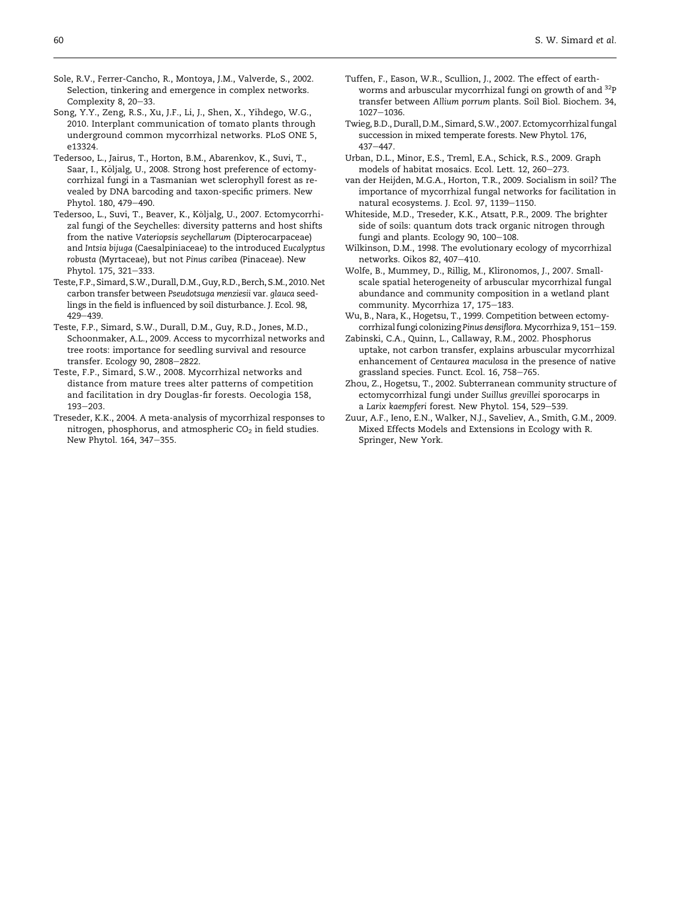Sole, R.V., Ferrer-Cancho, R., Montoya, J.M., Valverde, S., 2002. Selection, tinkering and emergence in complex networks. Complexity 8, 20–33.

Song, Y.Y., Zeng, R.S., Xu, J.F., Li, J., Shen, X., Yihdego, W.G., 2010. Interplant communication of tomato plants through underground common mycorrhizal networks. PLoS ONE 5, e13324.

Tedersoo, L., Jairus, T., Horton, B.M., Abarenkov, K., Suvi, T., Saar, I., Kõljalg, U., 2008. Strong host preference of ectomycorrhizal fungi in a Tasmanian wet sclerophyll forest as revealed by DNA barcoding and taxon-specific primers. New Phytol. 180, 479–490.

Tedersoo, L., Suvi, T., Beaver, K., Kõljalg, U., 2007. Ectomycorrhizal fungi of the Seychelles: diversity patterns and host shifts from the native *Vateriopsis seychellarum* (Dipterocarpaceae) and *Intsia bijuga* (Caesalpiniaceae) to the introduced *Eucalyptus robusta* (Myrtaceae), but not *Pinus caribea* (Pinaceae). New Phytol. 175, 321–333.

Teste, F.P., Simard, S.W., Durall, D.M., Guy, R.D., Berch, S.M., 2010. Net carbon transfer between *Pseudotsuga menziesii* var. *glauca* seedlings in the field is influenced by soil disturbance. J. Ecol. 98, 429–439.

Teste, F.P., Simard, S.W., Durall, D.M., Guy, R.D., Jones, M.D., Schoonmaker, A.L., 2009. Access to mycorrhizal networks and tree roots: importance for seedling survival and resource transfer. Ecology 90, 2808–2822.

Teste, F.P., Simard, S.W., 2008. Mycorrhizal networks and distance from mature trees alter patterns of competition and facilitation in dry Douglas-fir forests. Oecologia 158, 193–203.

Treseder, K.K., 2004. A meta-analysis of mycorrhizal responses to nitrogen, phosphorus, and atmospheric $CO_2$ in field studies. New Phytol. 164, 347–355.

Tuffen, F., Eason, W.R., Scullion, J., 2002. The effect of earthworms and arbuscular mycorrhizal fungi on growth of and $^{32}P$ transfer between *Allium porrum* plants. Soil Biol. Biochem. 34, 1027–1036.

Twieg, B.D., Durall, D.M., Simard, S.W., 2007. Ectomycorrhizal fungal succession in mixed temperate forests. New Phytol. 176, 437–447.

Urban, D.L., Minor, E.S., Treml, E.A., Schick, R.S., 2009. Graph models of habitat mosaics. Ecol. Lett. 12, 260–273.

van der Heijden, M.G.A., Horton, T.R., 2009. Socialism in soil? The importance of mycorrhizal fungal networks for facilitation in natural ecosystems. J. Ecol. 97, 1139–1150.

Whiteside, M.D., Treseder, K.K., Atsatt, P.R., 2009. The brighter side of soils: quantum dots track organic nitrogen through fungi and plants. Ecology 90, 100–108.

Wilkinson, D.M., 1998. The evolutionary ecology of mycorrhizal networks. Oikos 82, 407–410.

Wolfe, B., Mummey, D., Rillig, M., Klironomos, J., 2007. Small-scale spatial heterogeneity of arbuscular mycorrhizal fungal abundance and community composition in a wetland plant community. Mycorrhiza 17, 175–183.

Wu, B., Nara, K., Hogetsu, T., 1999. Competition between ectomycorrhizal fungi colonizing *Pinus densiflora*. Mycorrhiza 9, 151–159.

Zabinski, C.A., Quinn, L., Callaway, R.M., 2002. Phosphorus uptake, not carbon transfer, explains arbuscular mycorrhizal enhancement of *Centaurea maculosa* in the presence of native grassland species. Funct. Ecol. 16, 758–765.

Zhou, Z., Hogetsu, T., 2002. Subterranean community structure of ectomycorrhizal fungi under *Suillus grevillei* sporocarps in a *Larix kaempferi* forest. New Phytol. 154, 529–539.

Zuur, A.F., Ieno, E.N., Walker, N.J., Saveliev, A., Smith, G.M., 2009. Mixed Effects Models and Extensions in Ecology with R. Springer, New York.